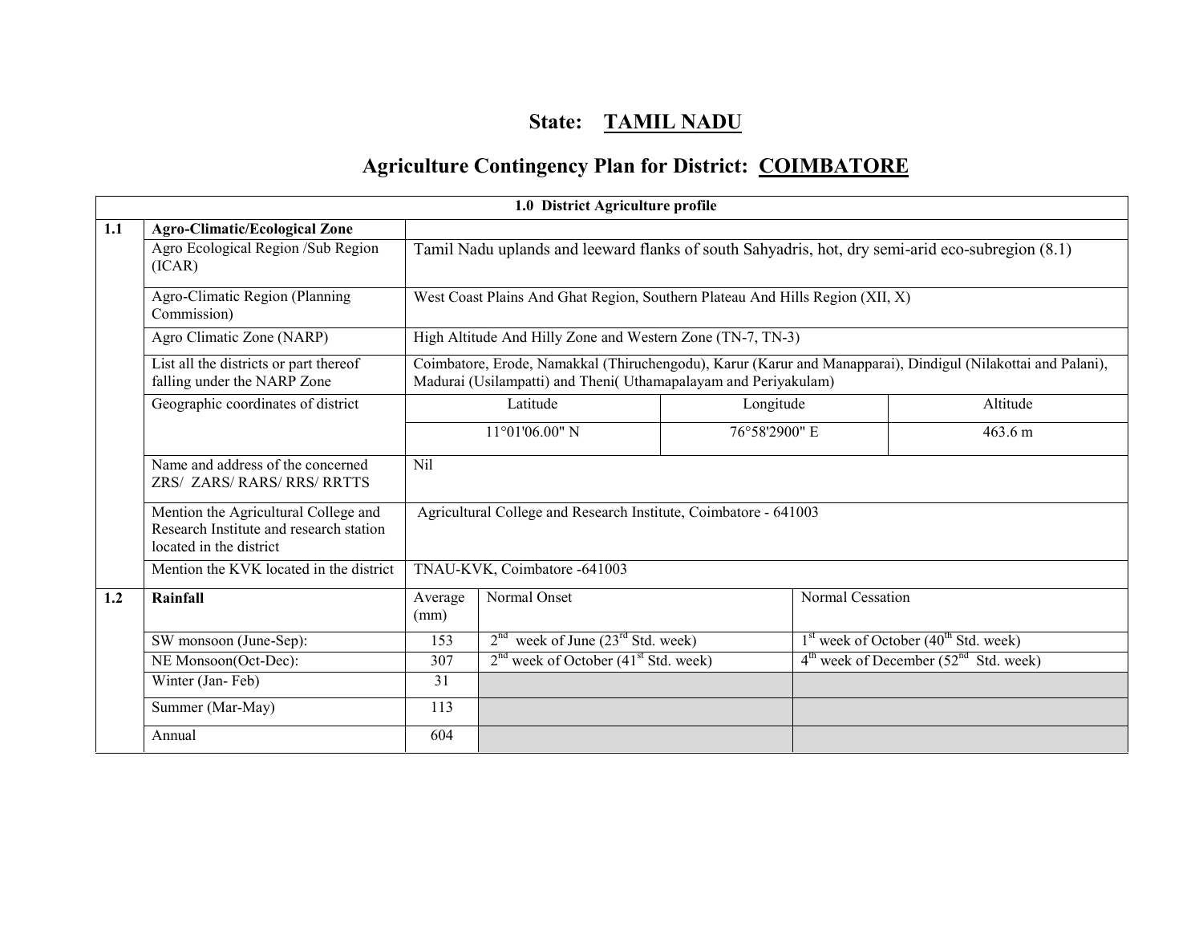# State: TAMIL NADU

## Agriculture Contingency Plan for District: COIMBATORE

| 1.0 District Agriculture profile | | | | |
|---|---|---|---|---|
| **1.1** | **Agro-Climatic/Ecological Zone** | | | |
| | Agro Ecological Region /Sub Region (ICAR) | Tamil Nadu uplands and leeward flanks of south Sahyadris, hot, dry semi-arid eco-subregion (8.1) | | |
| | Agro-Climatic Region (Planning Commission) | West Coast Plains And Ghat Region, Southern Plateau And Hills Region (XII, X) | | |
| | Agro Climatic Zone (NARP) | High Altitude And Hilly Zone and Western Zone (TN-7, TN-3) | | |
| | List all the districts or part thereof falling under the NARP Zone | Coimbatore, Erode, Namakkal (Thiruchengodu), Karur (Karur and Manapparai), Dindigul (Nilakottai and Palani), Madurai (Usilampatti) and Theni( Uthamapalayam and Periyakulam) | | |
| | Geographic coordinates of district | Latitude | Longitude | Altitude |
| | | 11°01'06.00" N | 76°58'2900" E | 463.6 m |
| | Name and address of the concerned ZRS/ ZARS/ RARS/ RRS/ RRTTS | Nil | | |
| | Mention the Agricultural College and Research Institute and research station located in the district | Agricultural College and Research Institute, Coimbatore - 641003 | | |
| | Mention the KVK located in the district | TNAU-KVK, Coimbatore -641003 | | |

| | | | | |
|---|---|---|---|---|
| **1.2** | **Rainfall** | Average (mm) | Normal Onset | Normal Cessation |
| | SW monsoon (June-Sep): | 153 | 2nd week of June (23rd Std. week) | 1st week of October (40th Std. week) |
| | NE Monsoon(Oct-Dec): | 307 | 2nd week of October (41st Std. week) | 4th week of December (52nd Std. week) |
| | Winter (Jan- Feb) | 31 | | |
| | Summer (Mar-May) | 113 | | |
| | Annual | 604 | | |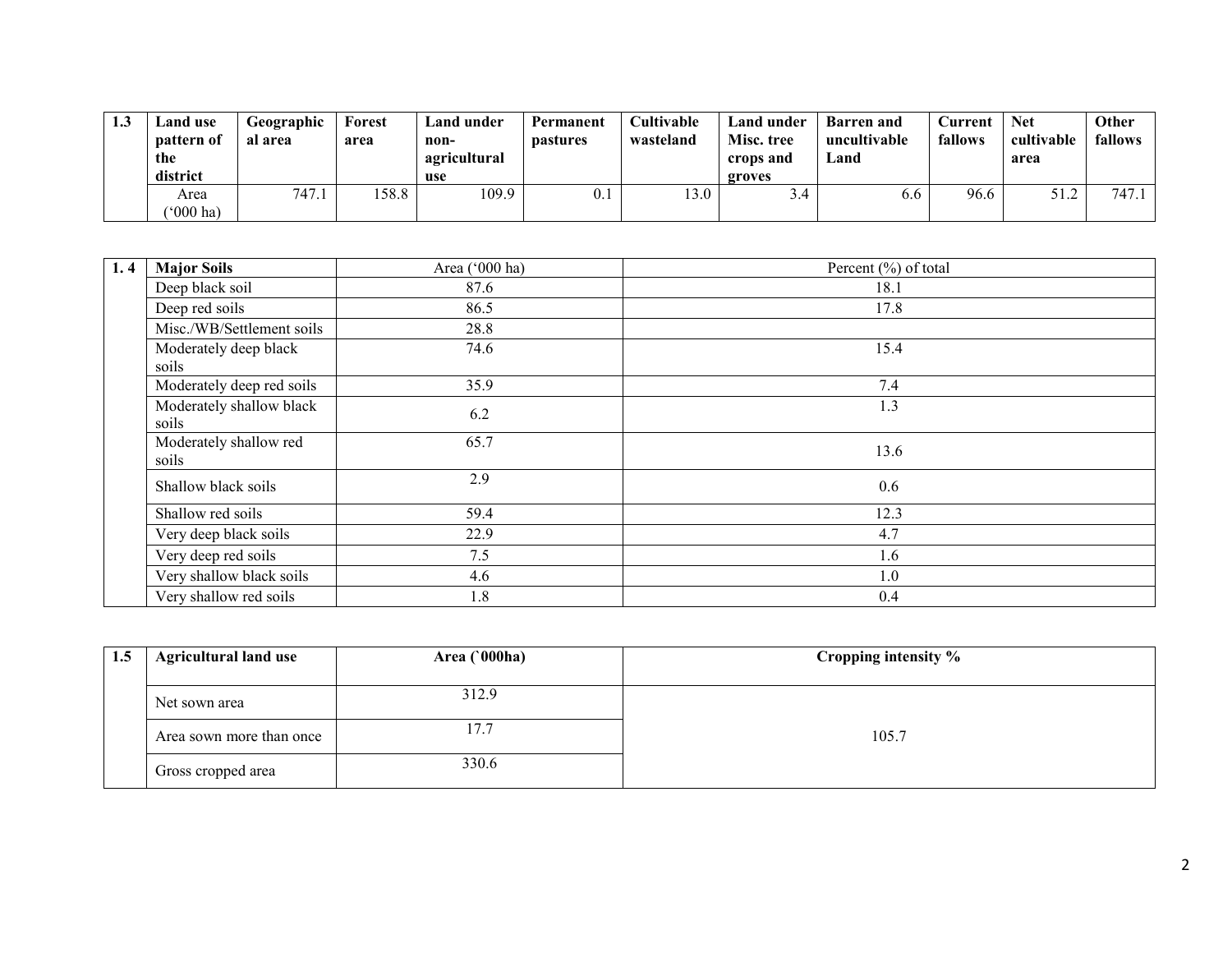| 1.3 | Land use pattern of the district | Geographical area | Forest area | Land under non-agricultural use | Permanent pastures | Cultivable wasteland | Land under Misc. tree crops and groves | Barren and uncultivable Land | Current fallows | Net cultivable area | Other fallows |
|---|---|---|---|---|---|---|---|---|---|---|---|
| | Area ('000 ha) | 747.1 | 158.8 | 109.9 | 0.1 | 13.0 | 3.4 | 6.6 | 96.6 | 51.2 | 747.1 |

| 1. 4 | Major Soils | Area ('000 ha) | Percent (%) of total |
|---|---|---|---|
| | Deep black soil | 87.6 | 18.1 |
| | Deep red soils | 86.5 | 17.8 |
| | Misc./WB/Settlement soils | 28.8 | |
| | Moderately deep black soils | 74.6 | 15.4 |
| | Moderately deep red soils | 35.9 | 7.4 |
| | Moderately shallow black soils | 6.2 | 1.3 |
| | Moderately shallow red soils | 65.7 | 13.6 |
| | Shallow black soils | 2.9 | 0.6 |
| | Shallow red soils | 59.4 | 12.3 |
| | Very deep black soils | 22.9 | 4.7 |
| | Very deep red soils | 7.5 | 1.6 |
| | Very shallow black soils | 4.6 | 1.0 |
| | Very shallow red soils | 1.8 | 0.4 |

| 1.5 | Agricultural land use | Area (`000ha) | Cropping intensity % |
|---|---|---|---|
| | Net sown area | 312.9 | 105.7 |
| | Area sown more than once | 17.7 | |
| | Gross cropped area | 330.6 | |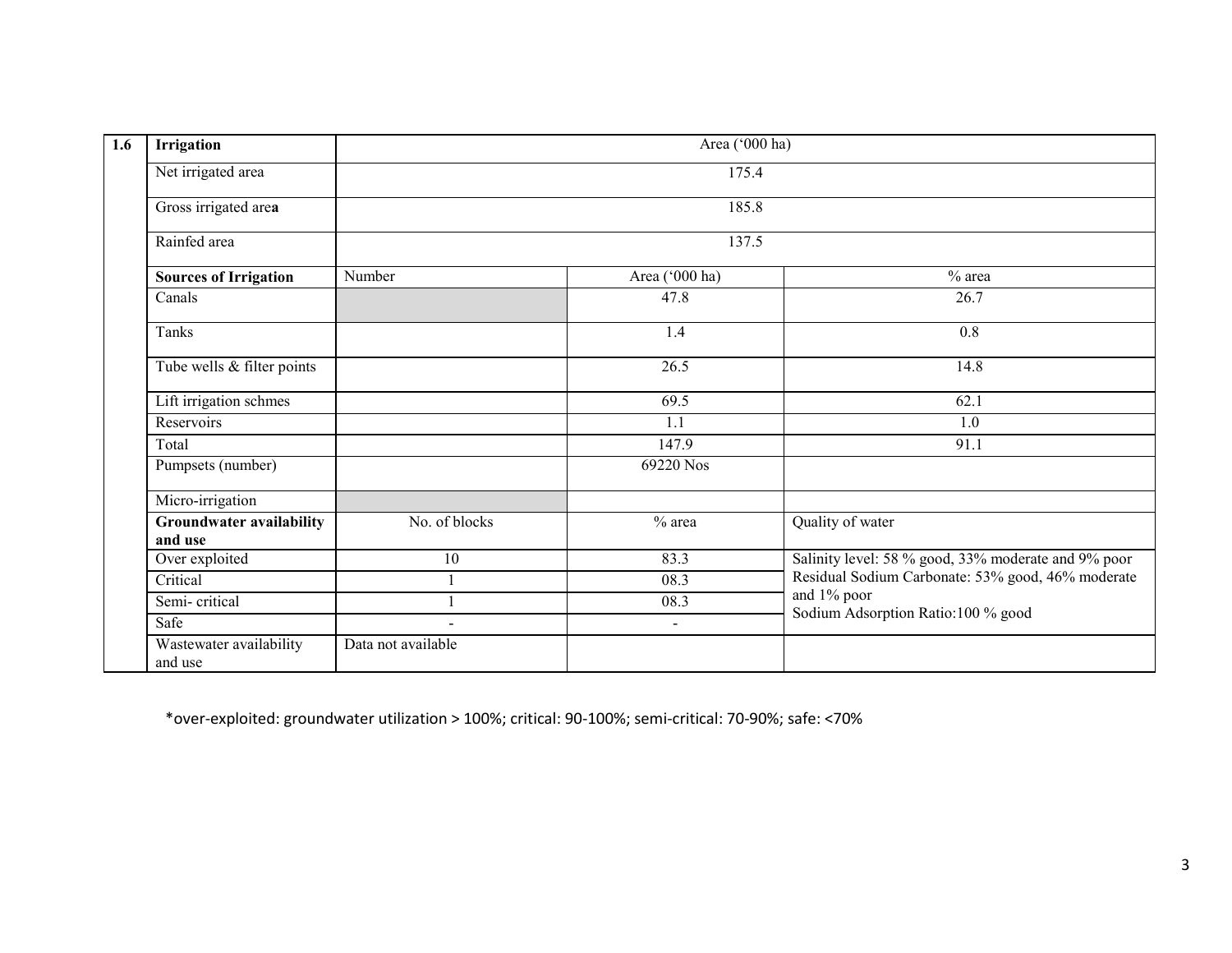| 1.6 | Irrigation | Area ('000 ha) | | |
|---|---|---|---|---|
| | Net irrigated area | 175.4 | | |
| | Gross irrigated area | 185.8 | | |
| | Rainfed area | 137.5 | | |
| | **Sources of Irrigation** | Number | Area ('000 ha) | % area |
| | Canals | | 47.8 | 26.7 |
| | Tanks | | 1.4 | 0.8 |
| | Tube wells & filter points | | 26.5 | 14.8 |
| | Lift irrigation schmes | | 69.5 | 62.1 |
| | Reservoirs | | 1.1 | 1.0 |
| | Total | | 147.9 | 91.1 |
| | Pumpsets (number) | | 69220 Nos | |
| | Micro-irrigation | | | |
| | **Groundwater availability and use** | No. of blocks | % area | Quality of water |
| | Over exploited | 10 | 83.3 | Salinity level: 58 % good, 33% moderate and 9% poor<br>Residual Sodium Carbonate: 53% good, 46% moderate and 1% poor<br>Sodium Adsorption Ratio:100 % good |
| | Critical | 1 | 08.3 | |
| | Semi- critical | 1 | 08.3 | |
| | Safe | - | - | |
| | Wastewater availability and use | Data not available | | |

*over-exploited: groundwater utilization > 100%; critical: 90-100%; semi-critical: 70-90%; safe: <70%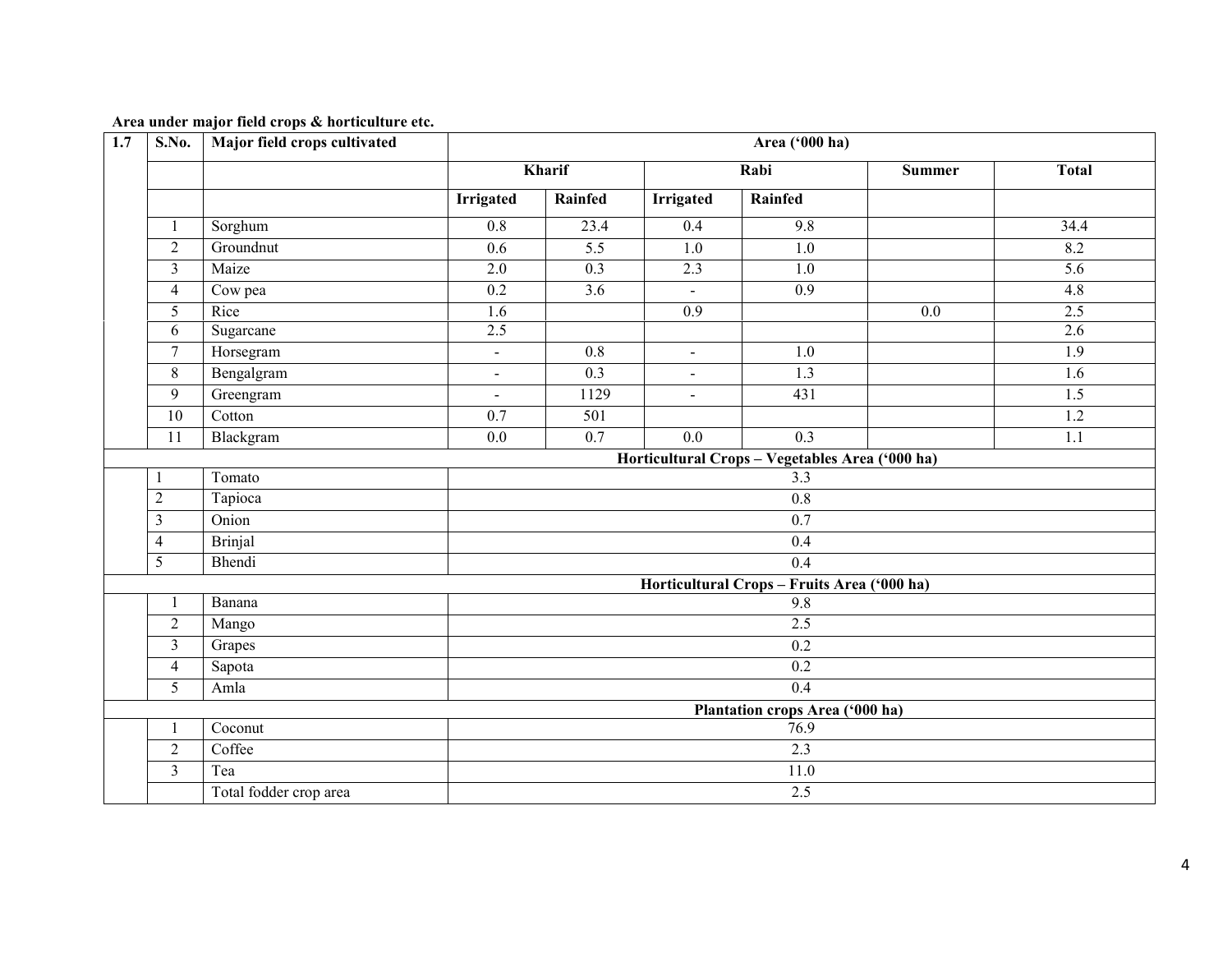**Area under major field crops & horticulture etc.**

| 1.7 | S.No. | Major field crops cultivated | Area ('000 ha) | | | | | |
|---|---|---|---|---|---|---|---|---|
| | | | Kharif | | Rabi | | Summer | Total |
| | | | Irrigated | Rainfed | Irrigated | Rainfed | | |
| | 1 | Sorghum | 0.8 | 23.4 | 0.4 | 9.8 | | 34.4 |
| | 2 | Groundnut | 0.6 | 5.5 | 1.0 | 1.0 | | 8.2 |
| | 3 | Maize | 2.0 | 0.3 | 2.3 | 1.0 | | 5.6 |
| | 4 | Cow pea | 0.2 | 3.6 | - | 0.9 | | 4.8 |
| | 5 | Rice | 1.6 | | 0.9 | | 0.0 | 2.5 |
| | 6 | Sugarcane | 2.5 | | | | | 2.6 |
| | 7 | Horsegram | - | 0.8 | - | 1.0 | | 1.9 |
| | 8 | Bengalgram | - | 0.3 | - | 1.3 | | 1.6 |
| | 9 | Greengram | - | 1129 | - | 431 | | 1.5 |
| | 10 | Cotton | 0.7 | 501 | | | | 1.2 |
| | 11 | Blackgram | 0.0 | 0.7 | 0.0 | 0.3 | | 1.1 |
| | | | **Horticultural Crops – Vegetables Area ('000 ha)** | | | | | |
| | 1 | Tomato | 3.3 | | | | | |
| | 2 | Tapioca | 0.8 | | | | | |
| | 3 | Onion | 0.7 | | | | | |
| | 4 | Brinjal | 0.4 | | | | | |
| | 5 | Bhendi | 0.4 | | | | | |
| | | | **Horticultural Crops – Fruits Area ('000 ha)** | | | | | |
| | 1 | Banana | 9.8 | | | | | |
| | 2 | Mango | 2.5 | | | | | |
| | 3 | Grapes | 0.2 | | | | | |
| | 4 | Sapota | 0.2 | | | | | |
| | 5 | Amla | 0.4 | | | | | |
| | | | **Plantation crops Area ('000 ha)** | | | | | |
| | 1 | Coconut | 76.9 | | | | | |
| | 2 | Coffee | 2.3 | | | | | |
| | 3 | Tea | 11.0 | | | | | |
| | | Total fodder crop area | 2.5 | | | | | |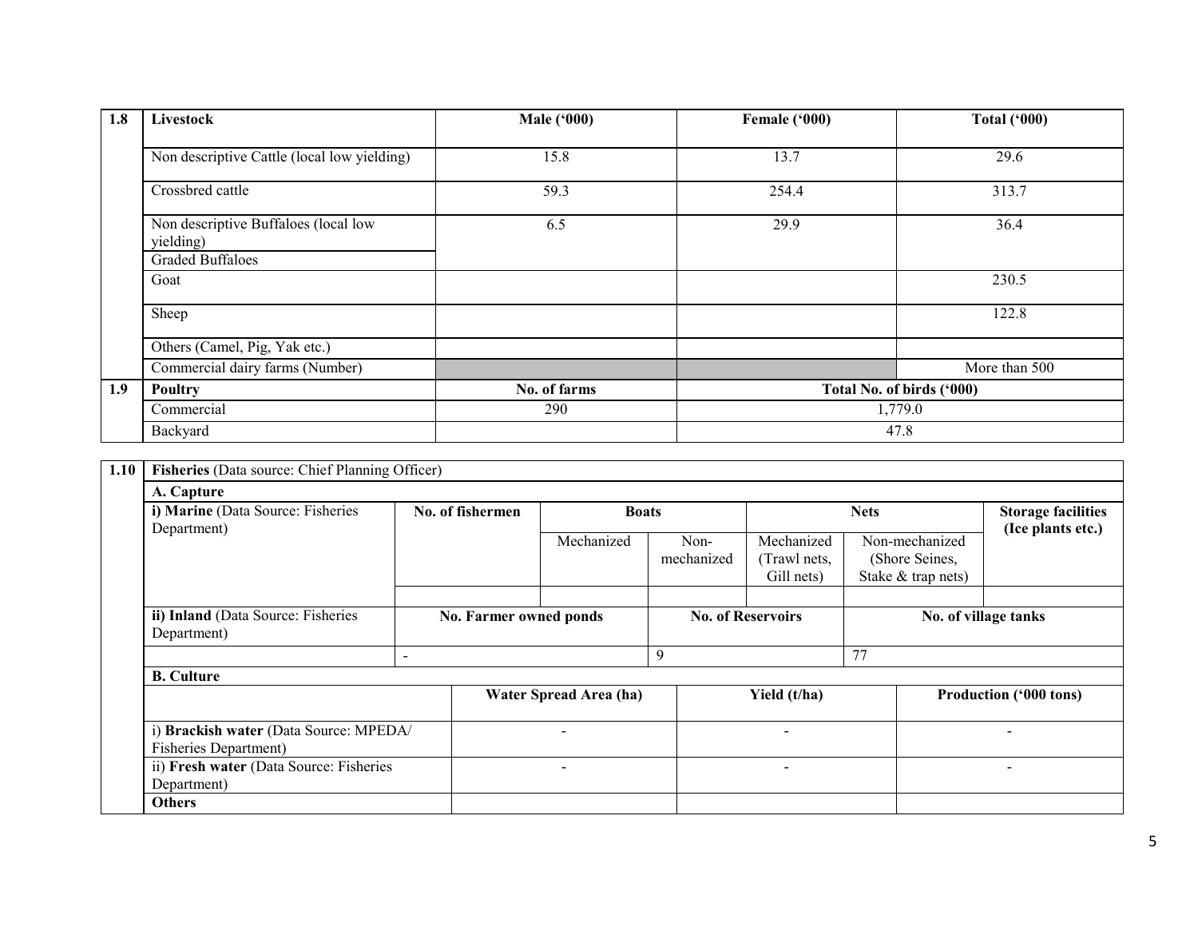| 1.8 | Livestock | Male ('000) | Female ('000) | Total ('000) |
|---|---|---|---|---|
| | Non descriptive Cattle (local low yielding) | 15.8 | 13.7 | 29.6 |
| | Crossbred cattle | 59.3 | 254.4 | 313.7 |
| | Non descriptive Buffaloes (local low yielding) | 6.5 | 29.9 | 36.4 |
| | Graded Buffaloes | | | |
| | Goat | | | 230.5 |
| | Sheep | | | 122.8 |
| | Others (Camel, Pig, Yak etc.) | | | |
| | Commercial dairy farms (Number) | | | More than 500 |
| 1.9 | Poultry | No. of farms | Total No. of birds ('000) | |
| | Commercial | 290 | 1,779.0 | |
| | Backyard | | 47.8 | |

| 1.10 | Fisheries (Data source: Chief Planning Officer) | | | | | | |
|---|---|---|---|---|---|---|---|
| | **A. Capture** | | | | | | |
| | **i) Marine** (Data Source: Fisheries Department) | **No. of fishermen** | **Boats** | | **Nets** | | **Storage facilities (Ice plants etc.)** |
| | | | Mechanized | Non-mechanized | Mechanized (Trawl nets, Gill nets) | Non-mechanized (Shore Seines, Stake & trap nets) | |
| | | | | | | | |
| | **ii) Inland** (Data Source: Fisheries Department) | **No. Farmer owned ponds** | | **No. of Reservoirs** | | **No. of village tanks** | |
| | | - | | 9 | | 77 | |
| | **B. Culture** | | | | | | |
| | | **Water Spread Area (ha)** | | **Yield (t/ha)** | | **Production ('000 tons)** | |
| | i) **Brackish water** (Data Source: MPEDA/ Fisheries Department) | - | | - | | - | |
| | ii) **Fresh water** (Data Source: Fisheries Department) | - | | - | | - | |
| | **Others** | | | | | | |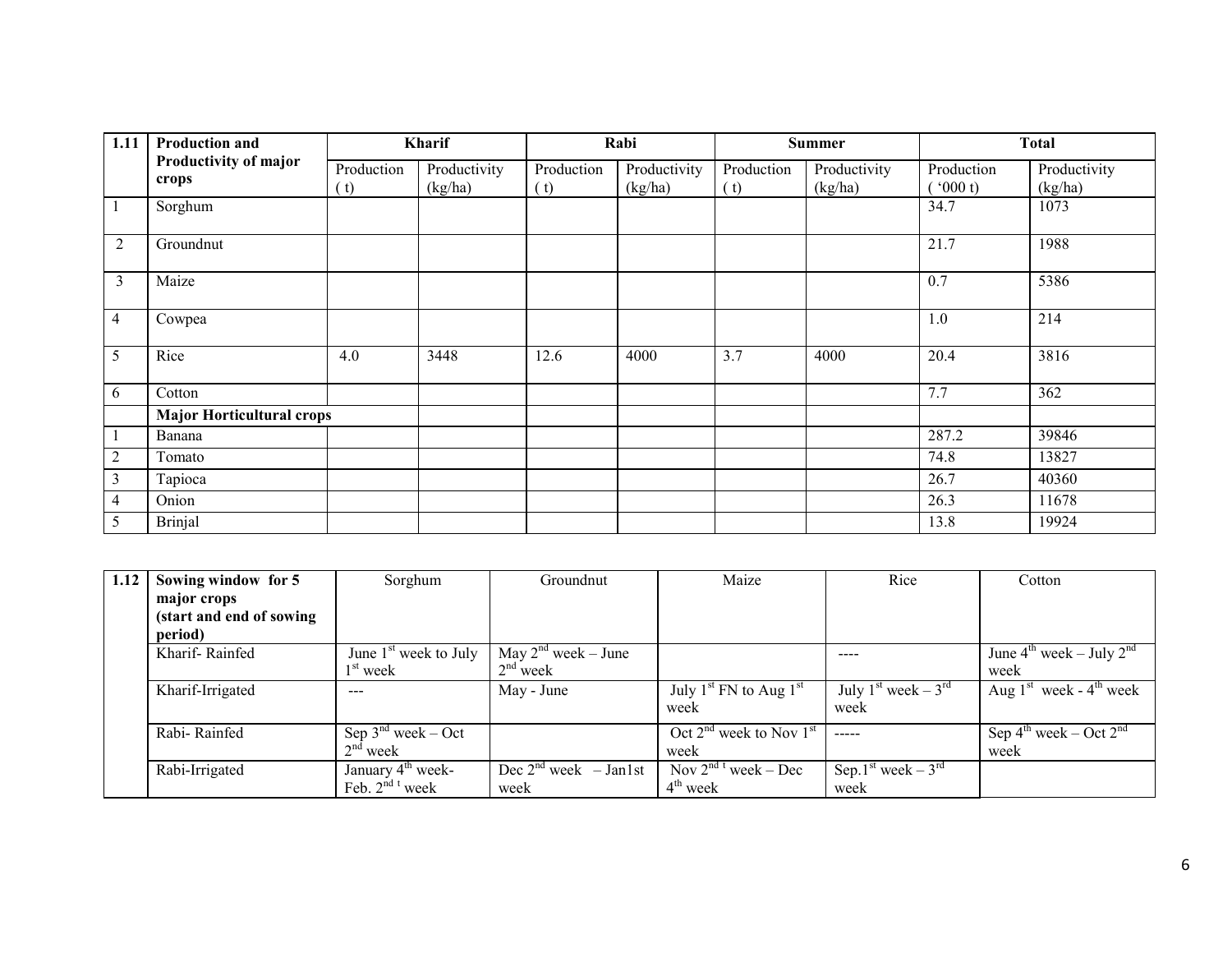| 1.11 | Production and Productivity of major crops | Kharif | | Rabi | | Summer | | Total | |
|---|---|---|---|---|---|---|---|---|---|
| | | Production ( t) | Productivity (kg/ha) | Production ( t) | Productivity (kg/ha) | Production ( t) | Productivity (kg/ha) | Production ( '000 t) | Productivity (kg/ha) |
| 1 | Sorghum | | | | | | | 34.7 | 1073 |
| 2 | Groundnut | | | | | | | 21.7 | 1988 |
| 3 | Maize | | | | | | | 0.7 | 5386 |
| 4 | Cowpea | | | | | | | 1.0 | 214 |
| 5 | Rice | 4.0 | 3448 | 12.6 | 4000 | 3.7 | 4000 | 20.4 | 3816 |
| 6 | Cotton | | | | | | | 7.7 | 362 |
| | **Major Horticultural crops** | | | | | | | | |
| 1 | Banana | | | | | | | 287.2 | 39846 |
| 2 | Tomato | | | | | | | 74.8 | 13827 |
| 3 | Tapioca | | | | | | | 26.7 | 40360 |
| 4 | Onion | | | | | | | 26.3 | 11678 |
| 5 | Brinjal | | | | | | | 13.8 | 19924 |

| 1.12 | Sowing window for 5 major crops (start and end of sowing period) | Sorghum | Groundnut | Maize | Rice | Cotton |
|---|---|---|---|---|---|---|
| | Kharif- Rainfed | June 1st week to July 1st week | May 2nd week – June 2nd week | | ---- | June 4th week – July 2nd week |
| | Kharif-Irrigated | --- | May - June | July 1st FN to Aug 1st week | July 1st week – 3rd week | Aug 1st week - 4th week |
| | Rabi- Rainfed | Sep 3nd week – Oct 2nd week | | Oct 2nd week to Nov 1st week | ----- | Sep 4th week – Oct 2nd week |
| | Rabi-Irrigated | January 4th week- Feb. 2nd t week | Dec 2nd week – Jan1st week | Nov 2nd t week – Dec 4th week | Sep.1st week – 3rd week | |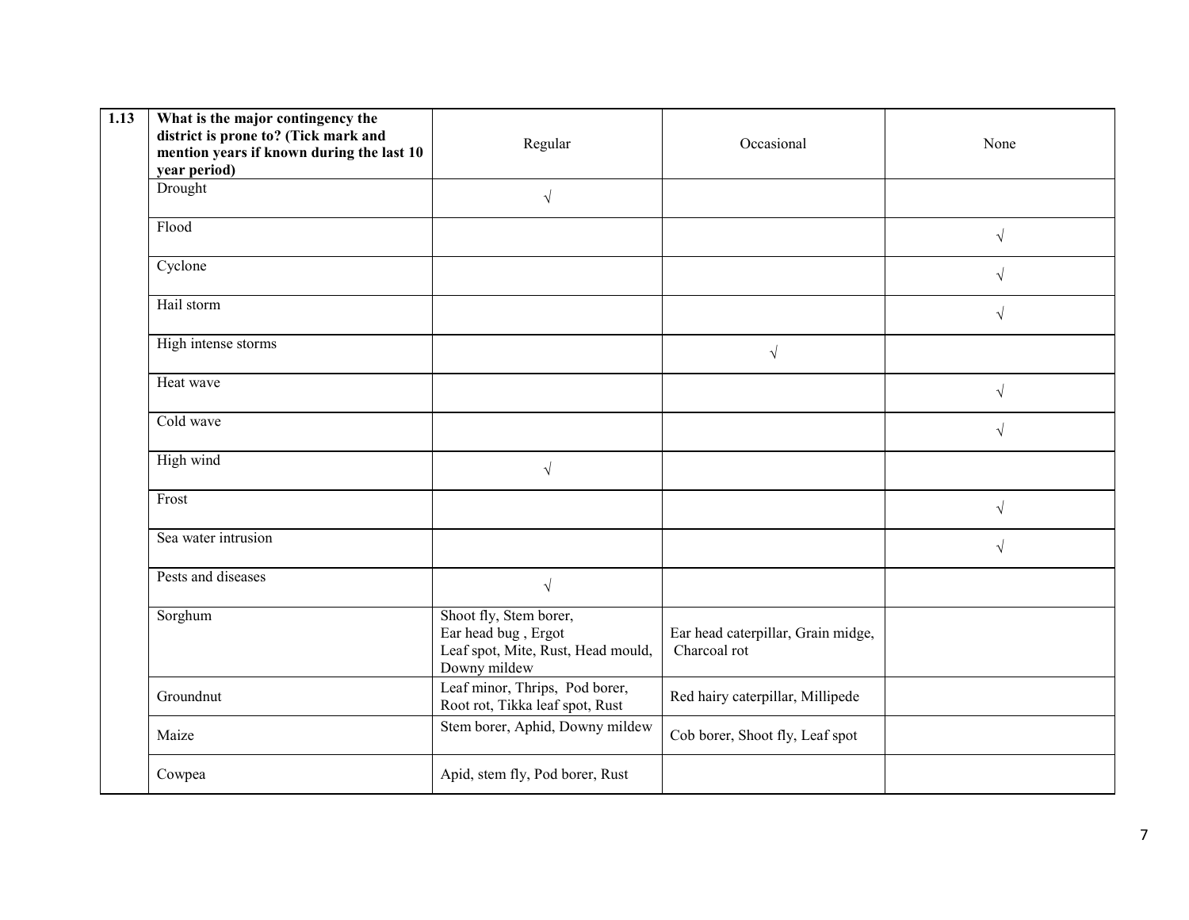| 1.13 | What is the major contingency the district is prone to? (Tick mark and mention years if known during the last 10 year period) | Regular | Occasional | None |
|---|---|---|---|---|
| | Drought | √ | | |
| | Flood | | | √ |
| | Cyclone | | | √ |
| | Hail storm | | | √ |
| | High intense storms | | √ | |
| | Heat wave | | | √ |
| | Cold wave | | | √ |
| | High wind | √ | | |
| | Frost | | | √ |
| | Sea water intrusion | | | √ |
| | Pests and diseases | √ | | |
| | Sorghum | Shoot fly, Stem borer, Ear head bug , Ergot Leaf spot, Mite, Rust, Head mould, Downy mildew | Ear head caterpillar, Grain midge, Charcoal rot | |
| | Groundnut | Leaf minor, Thrips, Pod borer, Root rot, Tikka leaf spot, Rust | Red hairy caterpillar, Millipede | |
| | Maize | Stem borer, Aphid, Downy mildew | Cob borer, Shoot fly, Leaf spot | |
| | Cowpea | Apid, stem fly, Pod borer, Rust | | |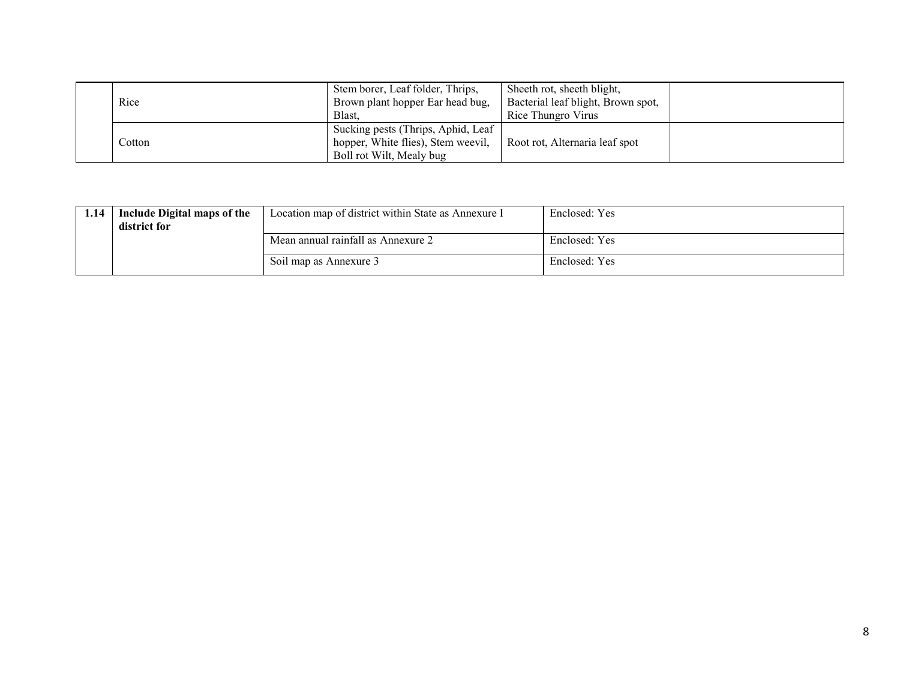| | | | | |
|---|---|---|---|---|
| | Rice | Stem borer, Leaf folder, Thrips, Brown plant hopper Ear head bug, Blast, | Sheeth rot, sheeth blight, Bacterial leaf blight, Brown spot, Rice Thungro Virus | |
| | Cotton | Sucking pests (Thrips, Aphid, Leaf hopper, White flies), Stem weevil, Boll rot Wilt, Mealy bug | Root rot, Alternaria leaf spot | |

| | | | |
|---|---|---|---|
| **1.14** | **Include Digital maps of the district for** | Location map of district within State as Annexure I | Enclosed: Yes |
| | | Mean annual rainfall as Annexure 2 | Enclosed: Yes |
| | | Soil map as Annexure 3 | Enclosed: Yes |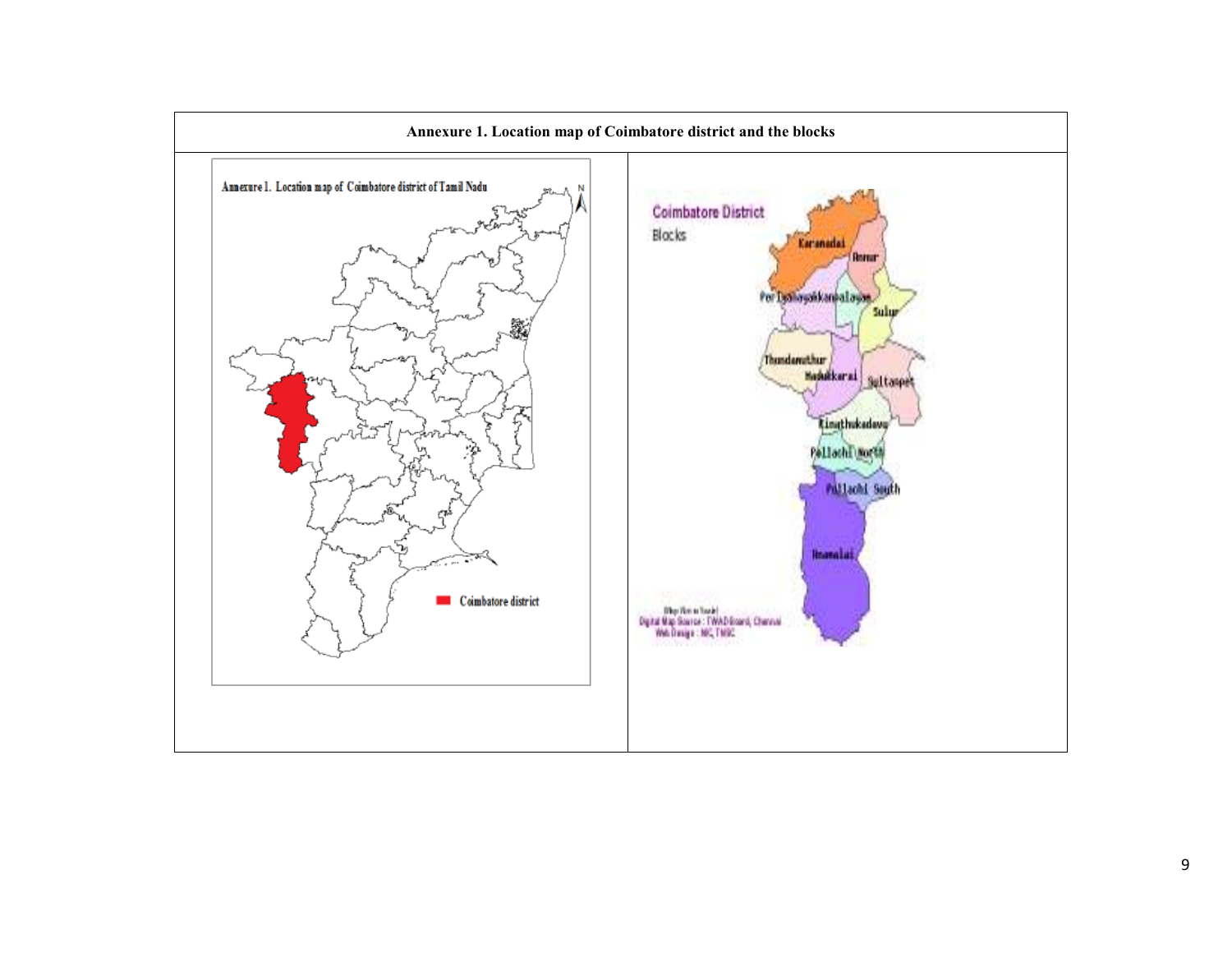**Annexure 1. Location map of Coimbatore district and the blocks**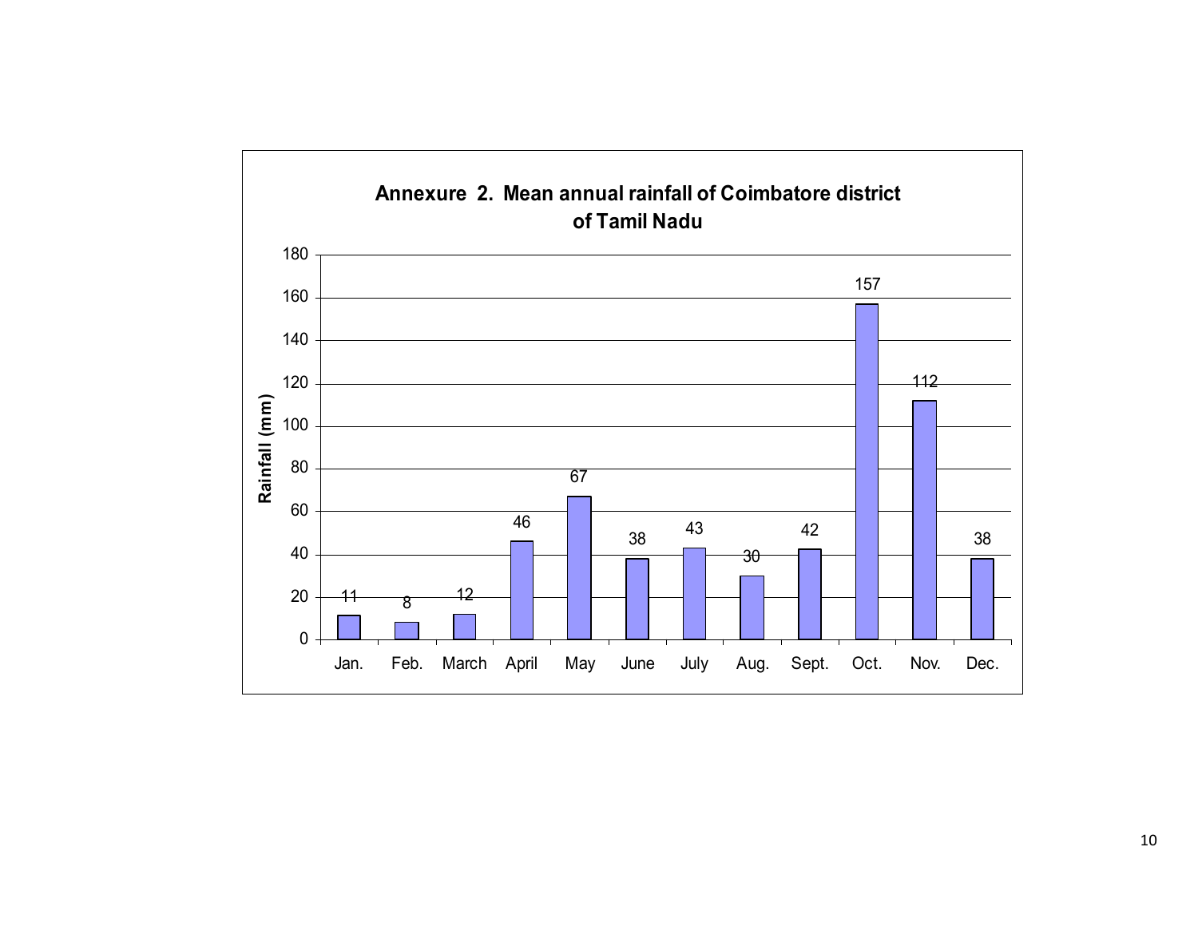**Annexure 2. Mean annual rainfall of Coimbatore district of Tamil Nadu**

| Month | Rainfall (mm) |
|---|---|
| Jan. | 11 |
| Feb. | 8 |
| March | 12 |
| April | 46 |
| May | 67 |
| June | 38 |
| July | 43 |
| Aug. | 30 |
| Sept. | 42 |
| Oct. | 157 |
| Nov. | 112 |
| Dec. | 38 |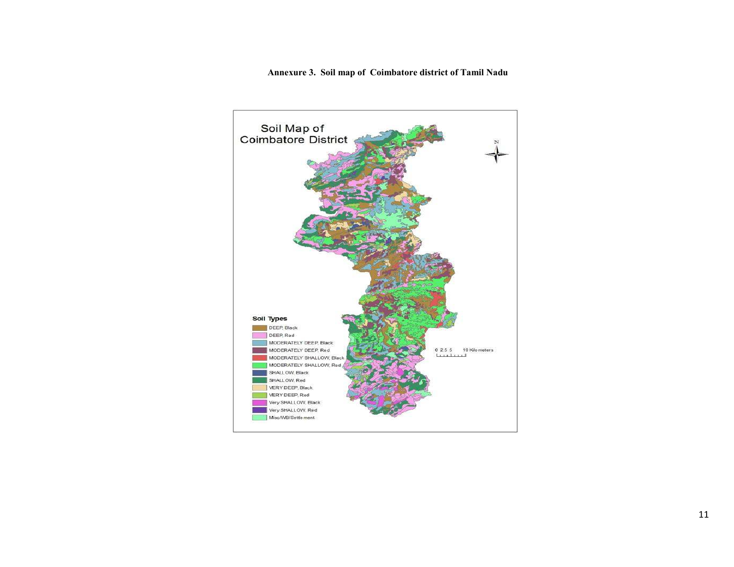**Annexure 3. Soil map of Coimbatore district of Tamil Nadu**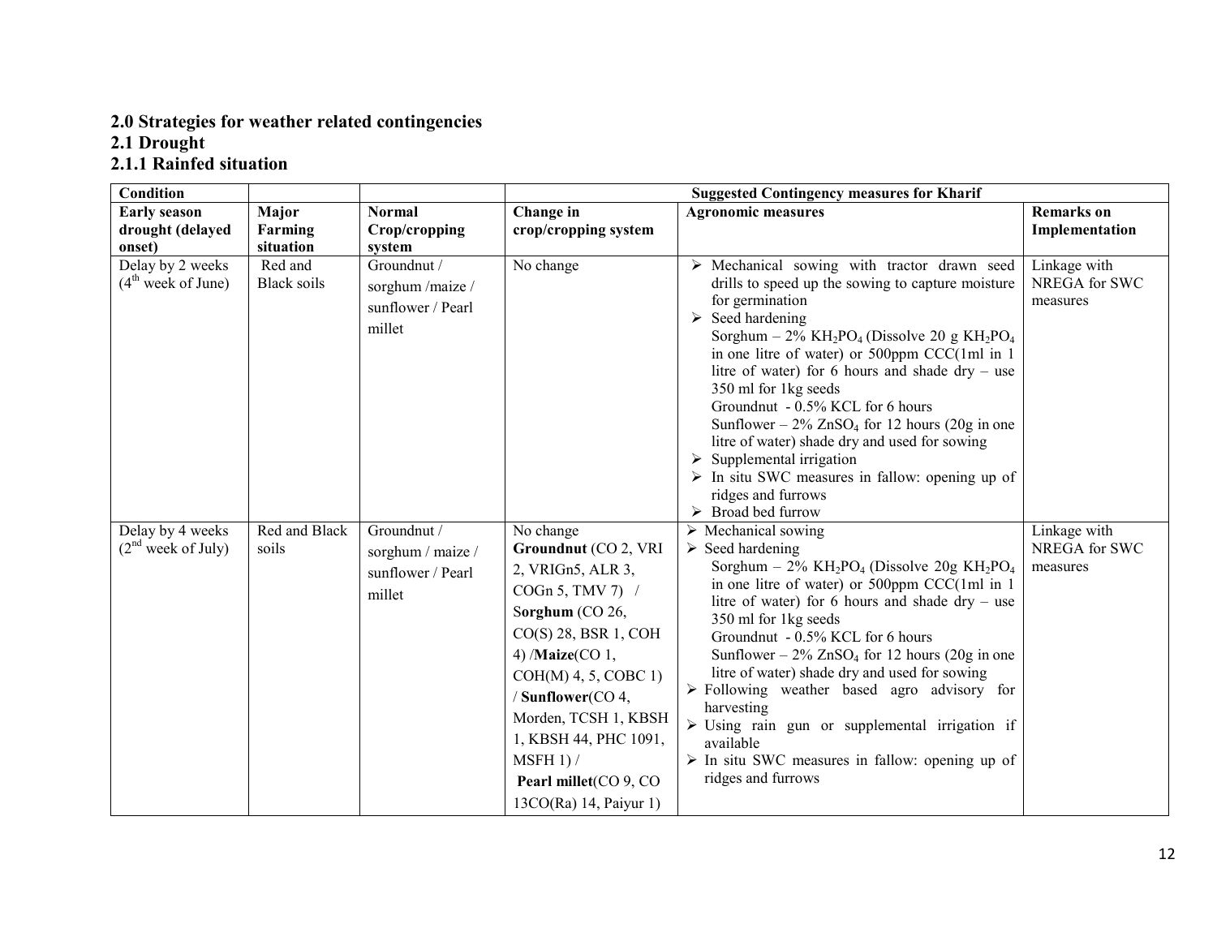## 2.0 Strategies for weather related contingencies

### 2.1 Drought

#### 2.1.1 Rainfed situation

| Condition | | | Suggested Contingency measures for Kharif | | |
|---|---|---|---|---|---|
| **Early season drought (delayed onset)** | **Major Farming situation** | **Normal Crop/cropping system** | **Change in crop/cropping system** | **Agronomic measures** | **Remarks on Implementation** |
| Delay by 2 weeks ($4^{th}$ week of June) | Red and Black soils | Groundnut / sorghum /maize / sunflower / Pearl millet | No change | ➢ Mechanical sowing with tractor drawn seed drills to speed up the sowing to capture moisture for germination<br>➢ Seed hardening<br>Sorghum – 2% $KH_2PO_4$ (Dissolve 20 g $KH_2PO_4$ in one litre of water) or 500ppm CCC(1ml in 1 litre of water) for 6 hours and shade dry – use 350 ml for 1kg seeds<br>Groundnut - 0.5% KCL for 6 hours<br>Sunflower – 2% $ZnSO_4$ for 12 hours (20g in one litre of water) shade dry and used for sowing<br>➢ Supplemental irrigation<br>➢ In situ SWC measures in fallow: opening up of ridges and furrows<br>➢ Broad bed furrow | Linkage with NREGA for SWC measures |
| Delay by 4 weeks ($2^{nd}$ week of July) | Red and Black soils | Groundnut / sorghum / maize / sunflower / Pearl millet | No change<br>**Groundnut** (CO 2, VRI 2, VRIGn5, ALR 3, COGn 5, TMV 7) / **Sorghum** (CO 26, CO(S) 28, BSR 1, COH 4) /**Maize**(CO 1, COH(M) 4, 5, COBC 1) / **Sunflower**(CO 4, Morden, TCSH 1, KBSH 1, KBSH 44, PHC 1091, MSFH 1) / **Pearl millet**(CO 9, CO 13CO(Ra) 14, Paiyur 1) | ➢ Mechanical sowing<br>➢ Seed hardening<br>Sorghum – 2% $KH_2PO_4$ (Dissolve 20g $KH_2PO_4$ in one litre of water) or 500ppm CCC(1ml in 1 litre of water) for 6 hours and shade dry – use 350 ml for 1kg seeds<br>Groundnut - 0.5% KCL for 6 hours<br>Sunflower – 2% $ZnSO_4$ for 12 hours (20g in one litre of water) shade dry and used for sowing<br>➢ Following weather based agro advisory for harvesting<br>➢ Using rain gun or supplemental irrigation if available<br>➢ In situ SWC measures in fallow: opening up of ridges and furrows | Linkage with NREGA for SWC measures |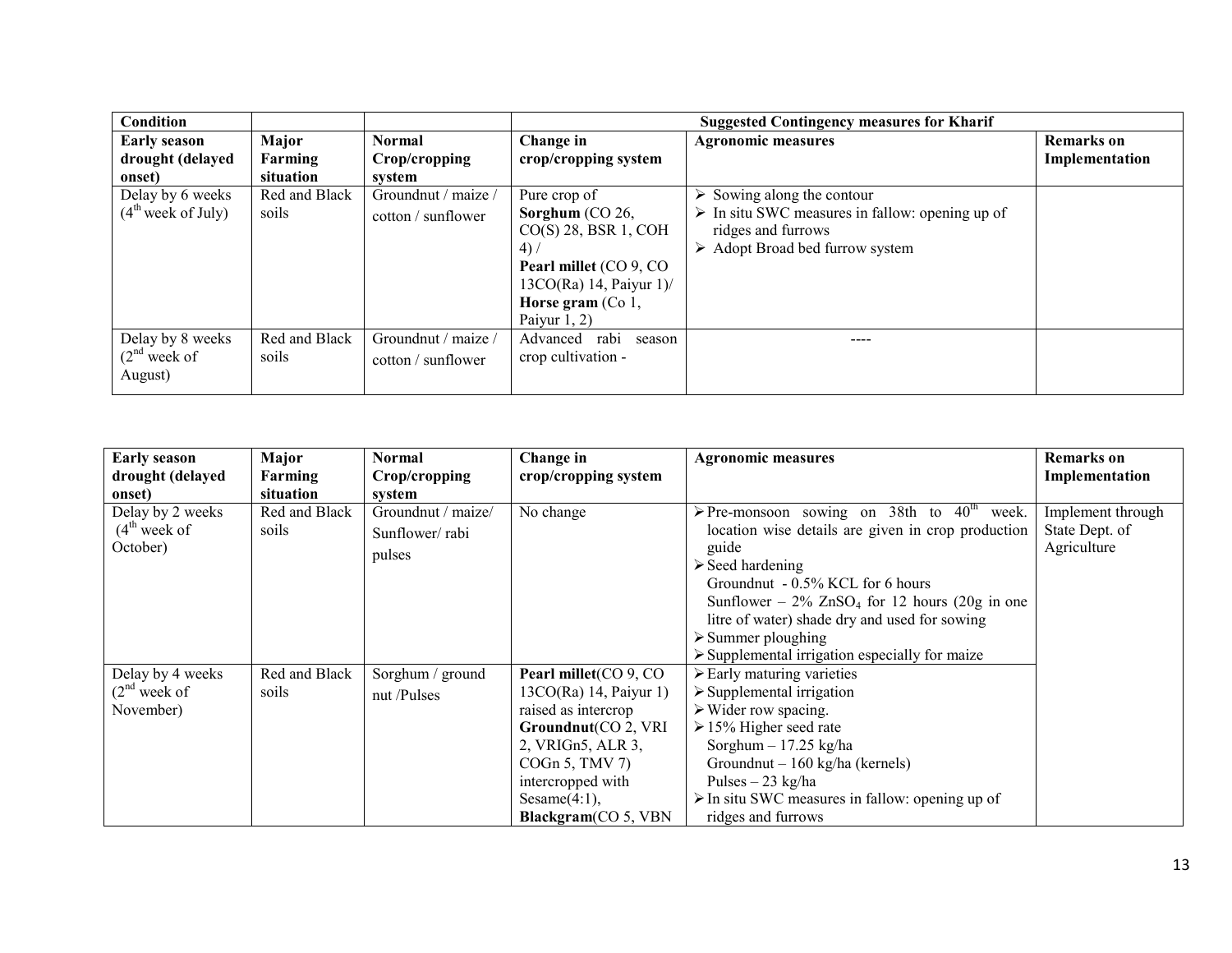| Condition | | | Suggested Contingency measures for Kharif | | |
|---|---|---|---|---|---|
| **Early season drought (delayed onset)** | **Major Farming situation** | **Normal Crop/cropping system** | **Change in crop/cropping system** | **Agronomic measures** | **Remarks on Implementation** |
| Delay by 6 weeks (4th week of July) | Red and Black soils | Groundnut / maize / cotton / sunflower | Pure crop of **Sorghum** (CO 26, CO(S) 28, BSR 1, COH 4) / **Pearl millet** (CO 9, CO 13CO(Ra) 14, Paiyur 1)/ **Horse gram** (Co 1, Paiyur 1, 2) | ➢ Sowing along the contour<br>➢ In situ SWC measures in fallow: opening up of ridges and furrows<br>➢ Adopt Broad bed furrow system | |
| Delay by 8 weeks (2nd week of August) | Red and Black soils | Groundnut / maize / cotton / sunflower | Advanced rabi season crop cultivation - | ---- | |

| **Early season drought (delayed onset)** | **Major Farming situation** | **Normal Crop/cropping system** | **Change in crop/cropping system** | **Agronomic measures** | **Remarks on Implementation** |
|---|---|---|---|---|---|
| Delay by 2 weeks (4th week of October) | Red and Black soils | Groundnut / maize/ Sunflower/ rabi pulses | No change | ➢ Pre-monsoon sowing on 38th to 40th week. location wise details are given in crop production guide<br>➢ Seed hardening<br>Groundnut - 0.5% KCL for 6 hours<br>Sunflower – 2% $ZnSO_4$ for 12 hours (20g in one litre of water) shade dry and used for sowing<br>➢ Summer ploughing<br>➢ Supplemental irrigation especially for maize | Implement through State Dept. of Agriculture |
| Delay by 4 weeks (2nd week of November) | Red and Black soils | Sorghum / ground nut /Pulses | **Pearl millet**(CO 9, CO 13CO(Ra) 14, Paiyur 1) raised as intercrop **Groundnut**(CO 2, VRI 2, VRIGn5, ALR 3, COGn 5, TMV 7) intercropped with Sesame(4:1), **Blackgram**(CO 5, VBN | ➢ Early maturing varieties<br>➢ Supplemental irrigation<br>➢ Wider row spacing.<br>➢ 15% Higher seed rate<br>Sorghum – 17.25 kg/ha<br>Groundnut – 160 kg/ha (kernels)<br>Pulses – 23 kg/ha<br>➢ In situ SWC measures in fallow: opening up of ridges and furrows | |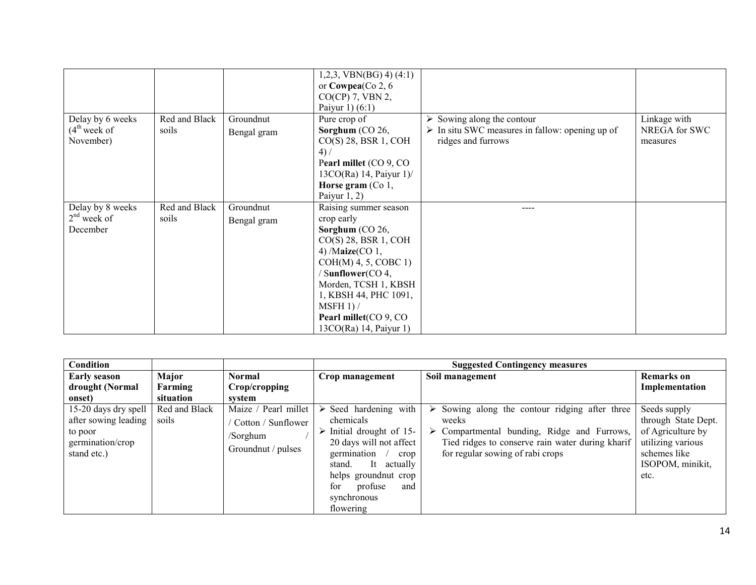| | | | | | |
|---|---|---|---|---|---|
| | | | 1,2,3, VBN(BG) 4) (4:1) or **Cowpea**(Co 2, 6 CO(CP) 7, VBN 2, Paiyur 1) (6:1) | | |
| Delay by 6 weeks (4th week of November) | Red and Black soils | Groundnut<br>Bengal gram | Pure crop of **Sorghum** (CO 26, CO(S) 28, BSR 1, COH 4) / **Pearl millet** (CO 9, CO 13CO(Ra) 14, Paiyur 1)/ **Horse gram** (Co 1, Paiyur 1, 2) | ➢ Sowing along the contour<br>➢ In situ SWC measures in fallow: opening up of ridges and furrows | Linkage with NREGA for SWC measures |
| Delay by 8 weeks 2nd week of December | Red and Black soils | Groundnut<br>Bengal gram | Raising summer season crop early **Sorghum** (CO 26, CO(S) 28, BSR 1, COH 4) /**Maize**(CO 1, COH(M) 4, 5, COBC 1) / **Sunflower**(CO 4, Morden, TCSH 1, KBSH 1, KBSH 44, PHC 1091, MSFH 1) / **Pearl millet**(CO 9, CO 13CO(Ra) 14, Paiyur 1) | ---- | |

| **Condition** | | | **Suggested Contingency measures** | | |
|---|---|---|---|---|---|
| **Early season drought (Normal onset)** | **Major Farming situation** | **Normal Crop/cropping system** | **Crop management** | **Soil management** | **Remarks on Implementation** |
| 15-20 days dry spell after sowing leading to poor germination/crop stand etc.) | Red and Black soils | Maize / Pearl millet / Cotton / Sunflower /Sorghum / Groundnut / pulses | ➢ Seed hardening with chemicals<br>➢ Initial drought of 15-20 days will not affect germination / crop stand. It actually helps groundnut crop for profuse and synchronous flowering | ➢ Sowing along the contour ridging after three weeks<br>➢ Compartmental bunding, Ridge and Furrows, Tied ridges to conserve rain water during kharif for regular sowing of rabi crops | Seeds supply through State Dept. of Agriculture by utilizing various schemes like ISOPOM, minikit, etc. |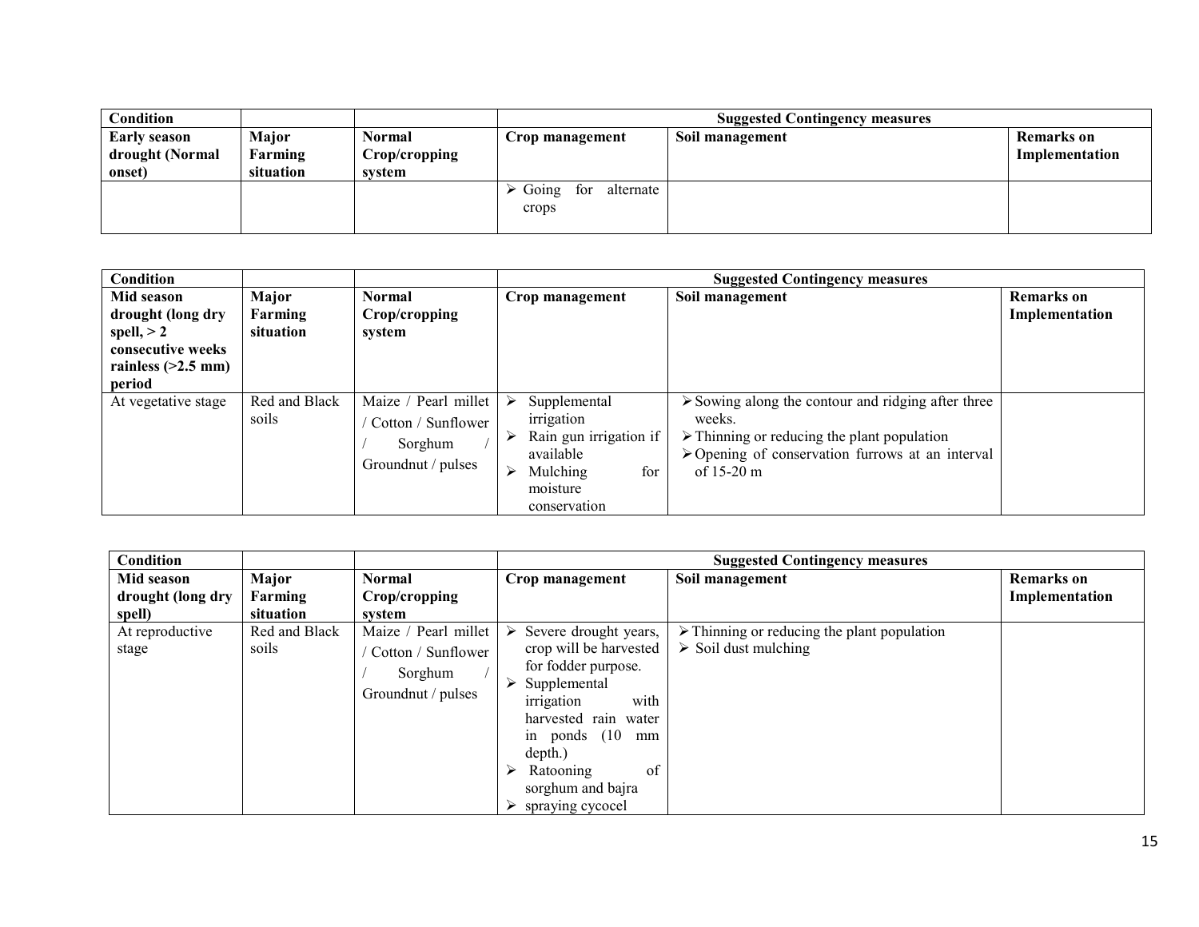| Condition | | | Suggested Contingency measures | | |
|---|---|---|---|---|---|
| **Early season drought (Normal onset)** | **Major Farming situation** | **Normal Crop/cropping system** | **Crop management** | **Soil management** | **Remarks on Implementation** |
| | | | ➢ Going for alternate crops | | |

| Condition | | | Suggested Contingency measures | | |
|---|---|---|---|---|---|
| **Mid season drought (long dry spell, > 2 consecutive weeks rainless (>2.5 mm) period** | **Major Farming situation** | **Normal Crop/cropping system** | **Crop management** | **Soil management** | **Remarks on Implementation** |
| At vegetative stage | Red and Black soils | Maize / Pearl millet / Cotton / Sunflower / Sorghum / Groundnut / pulses | ➢ Supplemental irrigation<br>➢ Rain gun irrigation if available<br>➢ Mulching for moisture conservation | ➢ Sowing along the contour and ridging after three weeks.<br>➢ Thinning or reducing the plant population<br>➢ Opening of conservation furrows at an interval of 15-20 m | |

| Condition | | | Suggested Contingency measures | | |
|---|---|---|---|---|---|
| **Mid season drought (long dry spell)** | **Major Farming situation** | **Normal Crop/cropping system** | **Crop management** | **Soil management** | **Remarks on Implementation** |
| At reproductive stage | Red and Black soils | Maize / Pearl millet / Cotton / Sunflower / Sorghum / Groundnut / pulses | ➢ Severe drought years, crop will be harvested for fodder purpose.<br>➢ Supplemental irrigation with harvested rain water in ponds (10 mm depth.)<br>➢ Ratooning of sorghum and bajra<br>➢ spraying cycocel | ➢ Thinning or reducing the plant population<br>➢ Soil dust mulching | |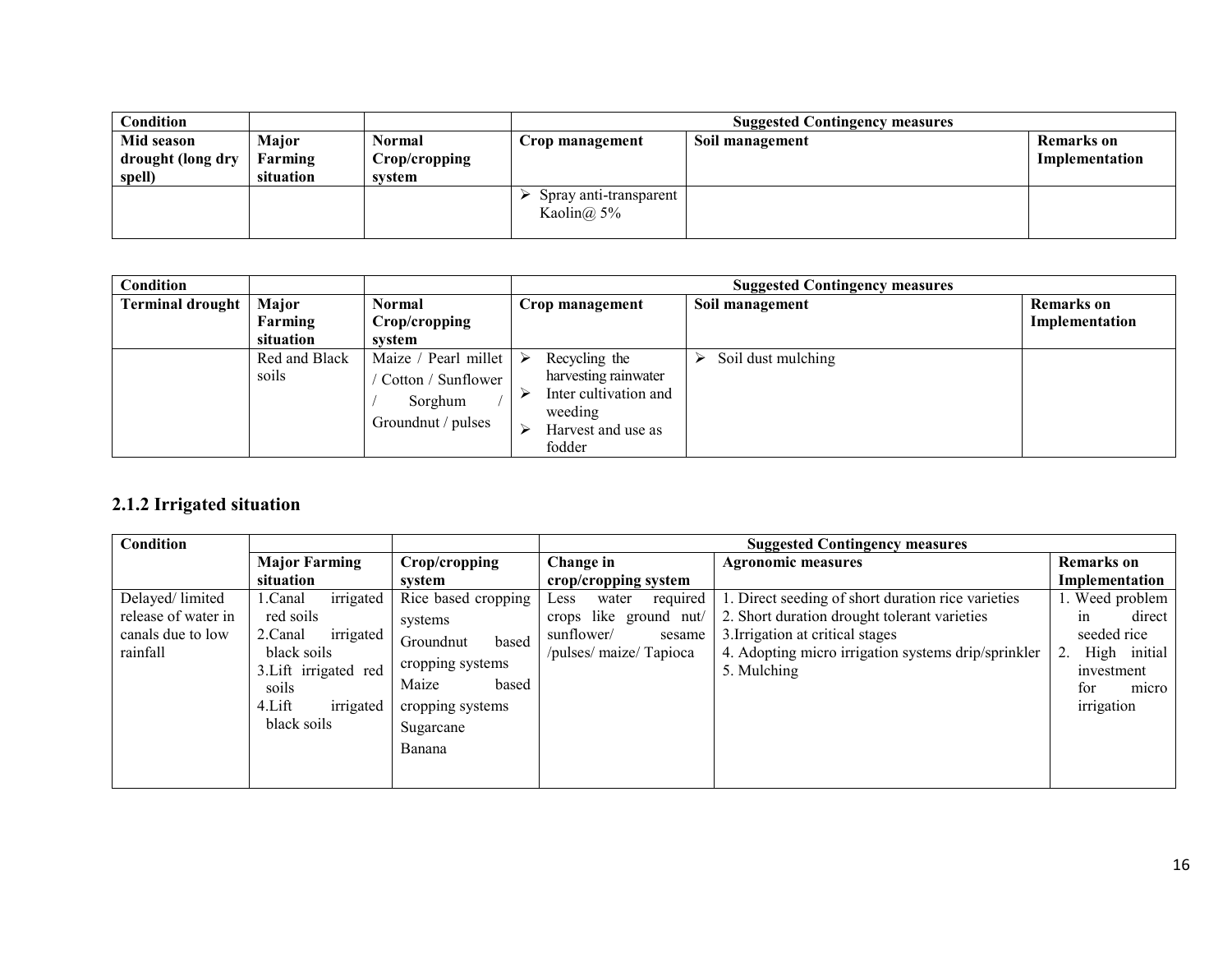| Condition | | | Suggested Contingency measures | | |
|---|---|---|---|---|---|
| Mid season drought (long dry spell) | Major Farming situation | Normal Crop/cropping system | Crop management | Soil management | Remarks on Implementation |
| | | | ➢ Spray anti-transparent Kaolin@ 5% | | |

| Condition | | | Suggested Contingency measures | | |
|---|---|---|---|---|---|
| Terminal drought | Major Farming situation | Normal Crop/cropping system | Crop management | Soil management | Remarks on Implementation |
| | Red and Black soils | Maize / Pearl millet / Cotton / Sunflower / Sorghum / Groundnut / pulses | ➢ Recycling the harvesting rainwater<br>➢ Inter cultivation and weeding<br>➢ Harvest and use as fodder | ➢ Soil dust mulching | |

## 2.1.2 Irrigated situation

| Condition | | | Suggested Contingency measures | | |
|---|---|---|---|---|---|
| | Major Farming situation | Crop/cropping system | Change in crop/cropping system | Agronomic measures | Remarks on Implementation |
| Delayed/ limited release of water in canals due to low rainfall | 1.Canal irrigated red soils<br>2.Canal irrigated black soils<br>3.Lift irrigated red soils<br>4.Lift irrigated black soils | Rice based cropping systems<br>Groundnut based cropping systems<br>Maize based cropping systems<br>Sugarcane<br>Banana | Less water required crops like ground nut/ sunflower/ sesame /pulses/ maize/ Tapioca | 1. Direct seeding of short duration rice varieties<br>2. Short duration drought tolerant varieties<br>3.Irrigation at critical stages<br>4. Adopting micro irrigation systems drip/sprinkler<br>5. Mulching | 1. Weed problem in direct seeded rice<br>2. High initial investment for micro irrigation |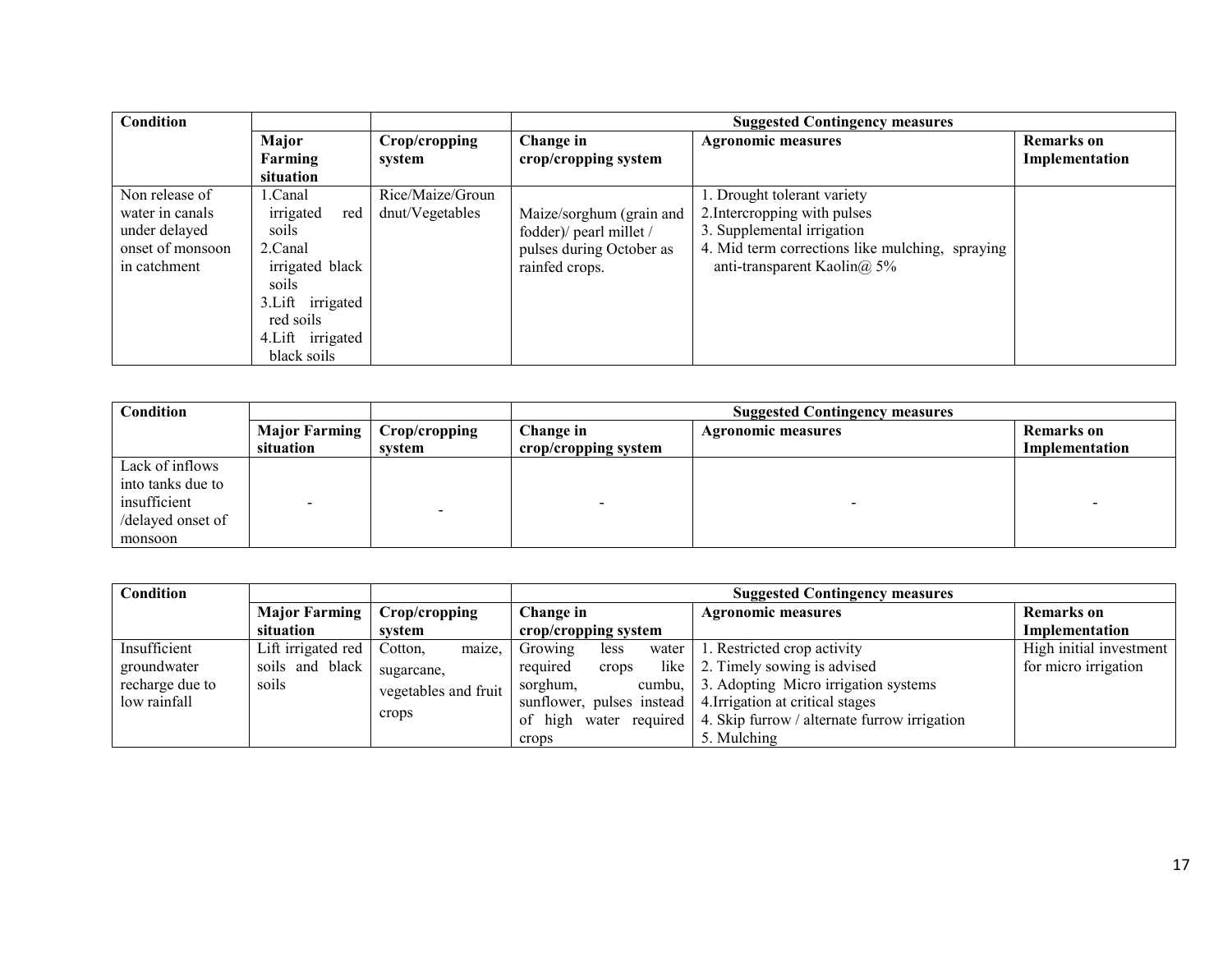| Condition | | | Suggested Contingency measures | | |
|---|---|---|---|---|---|
| | Major Farming situation | Crop/cropping system | Change in crop/cropping system | Agronomic measures | Remarks on Implementation |
| Non release of water in canals under delayed onset of monsoon in catchment | 1.Canal irrigated red soils<br>2.Canal irrigated black soils<br>3.Lift irrigated red soils<br>4.Lift irrigated black soils | Rice/Maize/Groundnut/Vegetables | Maize/sorghum (grain and fodder)/ pearl millet / pulses during October as rainfed crops. | 1. Drought tolerant variety<br>2.Intercropping with pulses<br>3. Supplemental irrigation<br>4. Mid term corrections like mulching, spraying anti-transparent Kaolin@ 5% | |

| Condition | | | Suggested Contingency measures | | |
|---|---|---|---|---|---|
| | Major Farming situation | Crop/cropping system | Change in crop/cropping system | Agronomic measures | Remarks on Implementation |
| Lack of inflows into tanks due to insufficient /delayed onset of monsoon | - | - | - | - | - |

| Condition | | | Suggested Contingency measures | | |
|---|---|---|---|---|---|
| | Major Farming situation | Crop/cropping system | Change in crop/cropping system | Agronomic measures | Remarks on Implementation |
| Insufficient groundwater recharge due to low rainfall | Lift irrigated red soils and black soils | Cotton, maize, sugarcane, vegetables and fruit crops | Growing less water required crops like sorghum, cumbu, sunflower, pulses instead of high water required crops | 1. Restricted crop activity<br>2. Timely sowing is advised<br>3. Adopting Micro irrigation systems<br>4.Irrigation at critical stages<br>4. Skip furrow / alternate furrow irrigation<br>5. Mulching | High initial investment for micro irrigation |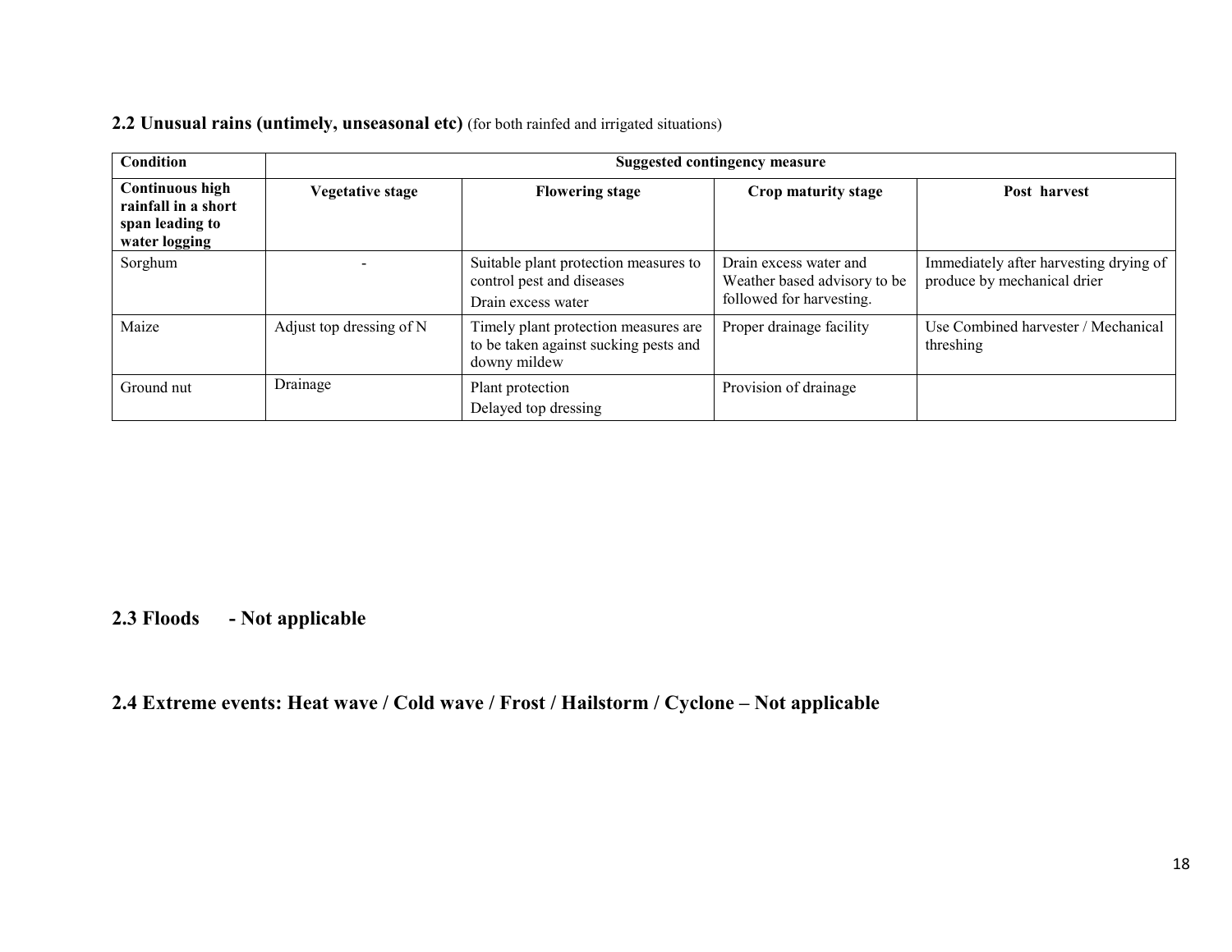## 2.2 Unusual rains (untimely, unseasonal etc) (for both rainfed and irrigated situations)

| Condition | Suggested contingency measure | | | |
|---|---|---|---|---|
| **Continuous high rainfall in a short span leading to water logging** | **Vegetative stage** | **Flowering stage** | **Crop maturity stage** | **Post harvest** |
| Sorghum | - | Suitable plant protection measures to control pest and diseases<br>Drain excess water | Drain excess water and Weather based advisory to be followed for harvesting. | Immediately after harvesting drying of produce by mechanical drier |
| Maize | Adjust top dressing of N | Timely plant protection measures are to be taken against sucking pests and downy mildew | Proper drainage facility | Use Combined harvester / Mechanical threshing |
| Ground nut | Drainage | Plant protection<br>Delayed top dressing | Provision of drainage | |

## 2.3 Floods - Not applicable

## 2.4 Extreme events: Heat wave / Cold wave / Frost / Hailstorm / Cyclone – Not applicable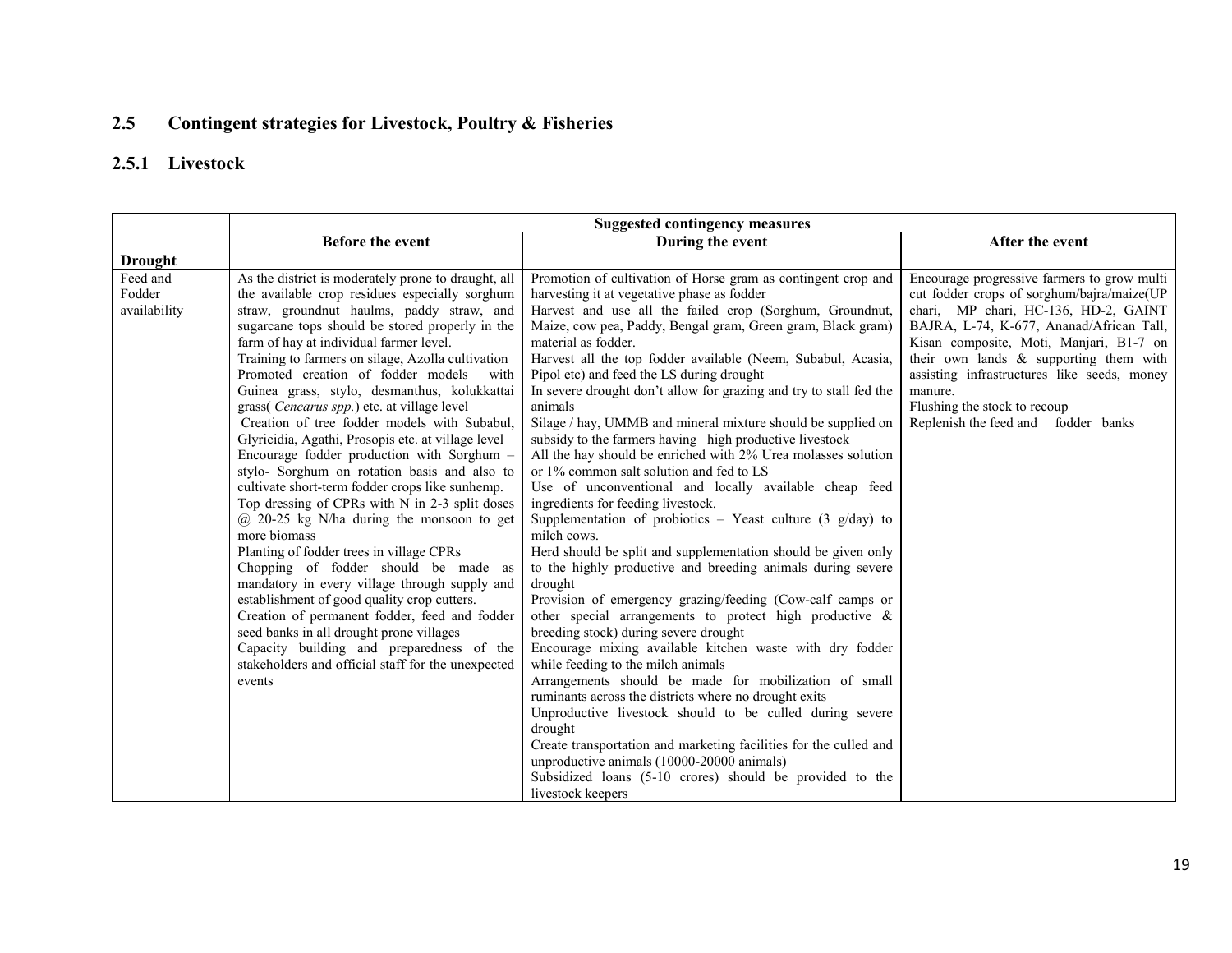## 2.5 Contingent strategies for Livestock, Poultry & Fisheries

### 2.5.1 Livestock

| | Suggested contingency measures | | |
|---|---|---|---|
| | **Before the event** | **During the event** | **After the event** |
| **Drought** | | | |
| Feed and Fodder availability | As the district is moderately prone to draught, all the available crop residues especially sorghum straw, groundnut haulms, paddy straw, and sugarcane tops should be stored properly in the farm of hay at individual farmer level.<br>Training to farmers on silage, Azolla cultivation<br>Promoted creation of fodder models with Guinea grass, stylo, desmanthus, kolukkattai grass( *Cencarus spp.*) etc. at village level<br>Creation of tree fodder models with Subabul, Glyricidia, Agathi, Prosopis etc. at village level<br>Encourage fodder production with Sorghum – stylo- Sorghum on rotation basis and also to cultivate short-term fodder crops like sunhemp.<br>Top dressing of CPRs with N in 2-3 split doses @ 20-25 kg N/ha during the monsoon to get more biomass<br>Planting of fodder trees in village CPRs<br>Chopping of fodder should be made as mandatory in every village through supply and establishment of good quality crop cutters.<br>Creation of permanent fodder, feed and fodder seed banks in all drought prone villages<br>Capacity building and preparedness of the stakeholders and official staff for the unexpected events | Promotion of cultivation of Horse gram as contingent crop and harvesting it at vegetative phase as fodder<br>Harvest and use all the failed crop (Sorghum, Groundnut, Maize, cow pea, Paddy, Bengal gram, Green gram, Black gram) material as fodder.<br>Harvest all the top fodder available (Neem, Subabul, Acasia, Pipol etc) and feed the LS during drought<br>In severe drought don't allow for grazing and try to stall fed the animals<br>Silage / hay, UMMB and mineral mixture should be supplied on subsidy to the farmers having high productive livestock<br>All the hay should be enriched with 2% Urea molasses solution or 1% common salt solution and fed to LS<br>Use of unconventional and locally available cheap feed ingredients for feeding livestock.<br>Supplementation of probiotics – Yeast culture (3 g/day) to milch cows.<br>Herd should be split and supplementation should be given only to the highly productive and breeding animals during severe drought<br>Provision of emergency grazing/feeding (Cow-calf camps or other special arrangements to protect high productive & breeding stock) during severe drought<br>Encourage mixing available kitchen waste with dry fodder while feeding to the milch animals<br>Arrangements should be made for mobilization of small ruminants across the districts where no drought exits<br>Unproductive livestock should to be culled during severe drought<br>Create transportation and marketing facilities for the culled and unproductive animals (10000-20000 animals)<br>Subsidized loans (5-10 crores) should be provided to the livestock keepers | Encourage progressive farmers to grow multi cut fodder crops of sorghum/bajra/maize(UP chari, MP chari, HC-136, HD-2, GAINT BAJRA, L-74, K-677, Ananad/African Tall, Kisan composite, Moti, Manjari, B1-7 on their own lands & supporting them with assisting infrastructures like seeds, money manure.<br>Flushing the stock to recoup<br>Replenish the feed and fodder banks |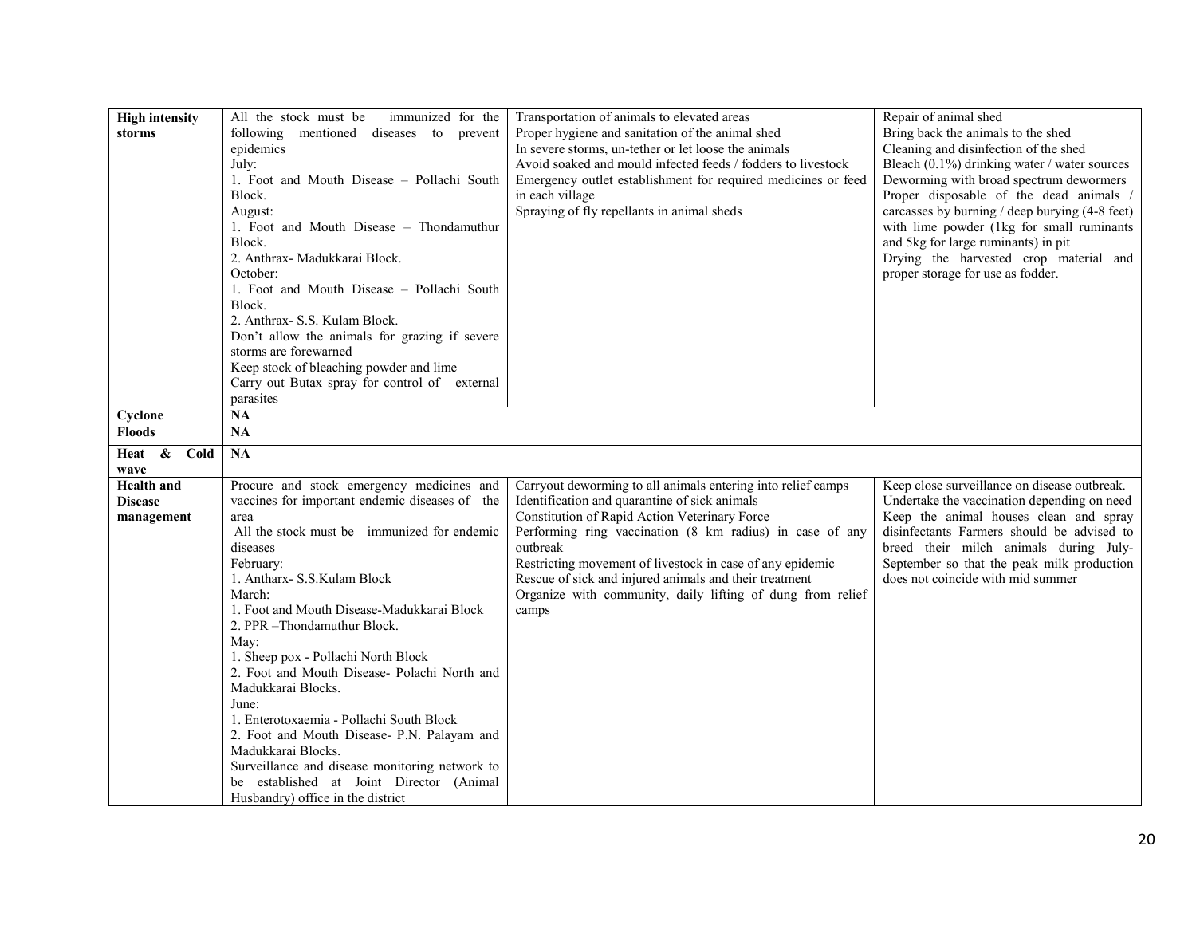| | | | |
|---|---|---|---|
| **High intensity storms** | All the stock must be immunized for the following mentioned diseases to prevent epidemics<br>July:<br>1. Foot and Mouth Disease – Pollachi South Block.<br>August:<br>1. Foot and Mouth Disease – Thondamuthur Block.<br>2. Anthrax- Madukkarai Block.<br>October:<br>1. Foot and Mouth Disease – Pollachi South Block.<br>2. Anthrax- S.S. Kulam Block.<br>Don't allow the animals for grazing if severe storms are forewarned<br>Keep stock of bleaching powder and lime<br>Carry out Butax spray for control of external parasites | Transportation of animals to elevated areas<br>Proper hygiene and sanitation of the animal shed<br>In severe storms, un-tether or let loose the animals<br>Avoid soaked and mould infected feeds / fodders to livestock<br>Emergency outlet establishment for required medicines or feed in each village<br>Spraying of fly repellants in animal sheds | Repair of animal shed<br>Bring back the animals to the shed<br>Cleaning and disinfection of the shed<br>Bleach (0.1%) drinking water / water sources<br>Deworming with broad spectrum dewormers<br>Proper disposable of the dead animals / carcasses by burning / deep burying (4-8 feet) with lime powder (1kg for small ruminants and 5kg for large ruminants) in pit<br>Drying the harvested crop material and proper storage for use as fodder. |
| **Cyclone** | **NA** | | |
| **Floods** | **NA** | | |
| **Heat & Cold wave** | **NA** | | |
| **Health and Disease management** | Procure and stock emergency medicines and vaccines for important endemic diseases of the area<br>All the stock must be immunized for endemic diseases<br>February:<br>1. Antharx- S.S.Kulam Block<br>March:<br>1. Foot and Mouth Disease-Madukkarai Block<br>2. PPR –Thondamuthur Block.<br>May:<br>1. Sheep pox - Pollachi North Block<br>2. Foot and Mouth Disease- Polachi North and Madukkarai Blocks.<br>June:<br>1. Enterotoxaemia - Pollachi South Block<br>2. Foot and Mouth Disease- P.N. Palayam and Madukkarai Blocks.<br>Surveillance and disease monitoring network to be established at Joint Director (Animal Husbandry) office in the district | Carryout deworming to all animals entering into relief camps<br>Identification and quarantine of sick animals<br>Constitution of Rapid Action Veterinary Force<br>Performing ring vaccination (8 km radius) in case of any outbreak<br>Restricting movement of livestock in case of any epidemic<br>Rescue of sick and injured animals and their treatment<br>Organize with community, daily lifting of dung from relief camps | Keep close surveillance on disease outbreak.<br>Undertake the vaccination depending on need<br>Keep the animal houses clean and spray disinfectants Farmers should be advised to breed their milch animals during July-September so that the peak milk production does not coincide with mid summer |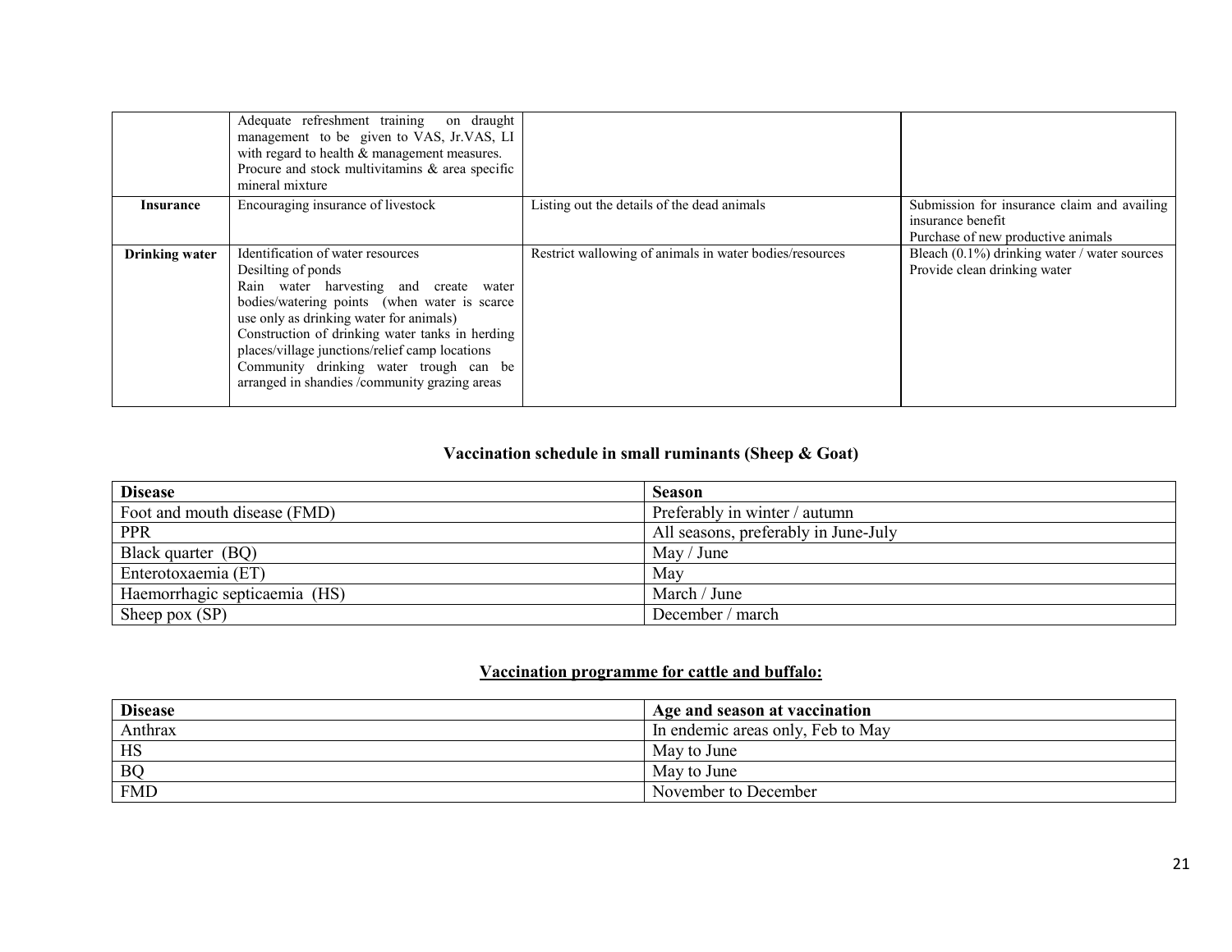| | | | |
|---|---|---|---|
| | Adequate refreshment training on draught management to be given to VAS, Jr.VAS, LI with regard to health & management measures.<br>Procure and stock multivitamins & area specific mineral mixture | | |
| **Insurance** | Encouraging insurance of livestock | Listing out the details of the dead animals | Submission for insurance claim and availing insurance benefit<br>Purchase of new productive animals |
| **Drinking water** | Identification of water resources<br>Desilting of ponds<br>Rain water harvesting and create water bodies/watering points (when water is scarce use only as drinking water for animals)<br>Construction of drinking water tanks in herding places/village junctions/relief camp locations<br>Community drinking water trough can be arranged in shandies /community grazing areas | Restrict wallowing of animals in water bodies/resources | Bleach (0.1%) drinking water / water sources<br>Provide clean drinking water |

### Vaccination schedule in small ruminants (Sheep & Goat)

| **Disease** | **Season** |
|---|---|
| Foot and mouth disease (FMD) | Preferably in winter / autumn |
| PPR | All seasons, preferably in June-July |
| Black quarter (BQ) | May / June |
| Enterotoxaemia (ET) | May |
| Haemorrhagic septicaemia (HS) | March / June |
| Sheep pox (SP) | December / march |

### Vaccination programme for cattle and buffalo:

| **Disease** | **Age and season at vaccination** |
|---|---|
| Anthrax | In endemic areas only, Feb to May |
| HS | May to June |
| BQ | May to June |
| FMD | November to December |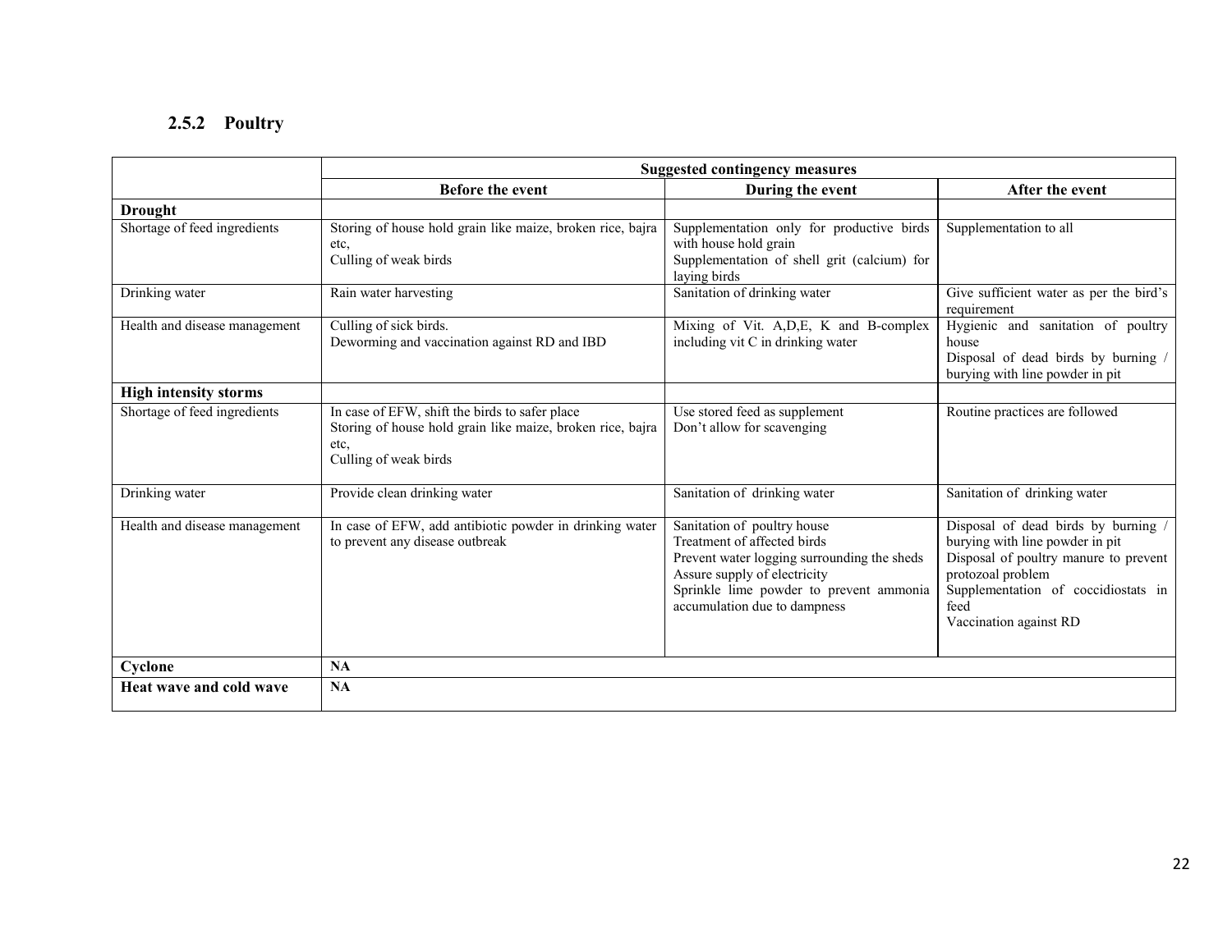### 2.5.2 Poultry

| | Suggested contingency measures | | |
|---|---|---|---|
| | **Before the event** | **During the event** | **After the event** |
| **Drought** | | | |
| Shortage of feed ingredients | Storing of house hold grain like maize, broken rice, bajra etc,<br>Culling of weak birds | Supplementation only for productive birds with house hold grain<br>Supplementation of shell grit (calcium) for laying birds | Supplementation to all |
| Drinking water | Rain water harvesting | Sanitation of drinking water | Give sufficient water as per the bird's requirement |
| Health and disease management | Culling of sick birds.<br>Deworming and vaccination against RD and IBD | Mixing of Vit. A,D,E, K and B-complex including vit C in drinking water | Hygienic and sanitation of poultry house<br>Disposal of dead birds by burning / burying with line powder in pit |
| **High intensity storms** | | | |
| Shortage of feed ingredients | In case of EFW, shift the birds to safer place<br>Storing of house hold grain like maize, broken rice, bajra etc,<br>Culling of weak birds | Use stored feed as supplement<br>Don't allow for scavenging | Routine practices are followed |
| Drinking water | Provide clean drinking water | Sanitation of drinking water | Sanitation of drinking water |
| Health and disease management | In case of EFW, add antibiotic powder in drinking water to prevent any disease outbreak | Sanitation of poultry house<br>Treatment of affected birds<br>Prevent water logging surrounding the sheds<br>Assure supply of electricity<br>Sprinkle lime powder to prevent ammonia accumulation due to dampness | Disposal of dead birds by burning / burying with line powder in pit<br>Disposal of poultry manure to prevent protozoal problem<br>Supplementation of coccidiostats in feed<br>Vaccination against RD |
| **Cyclone** | **NA** | | |
| **Heat wave and cold wave** | **NA** | | |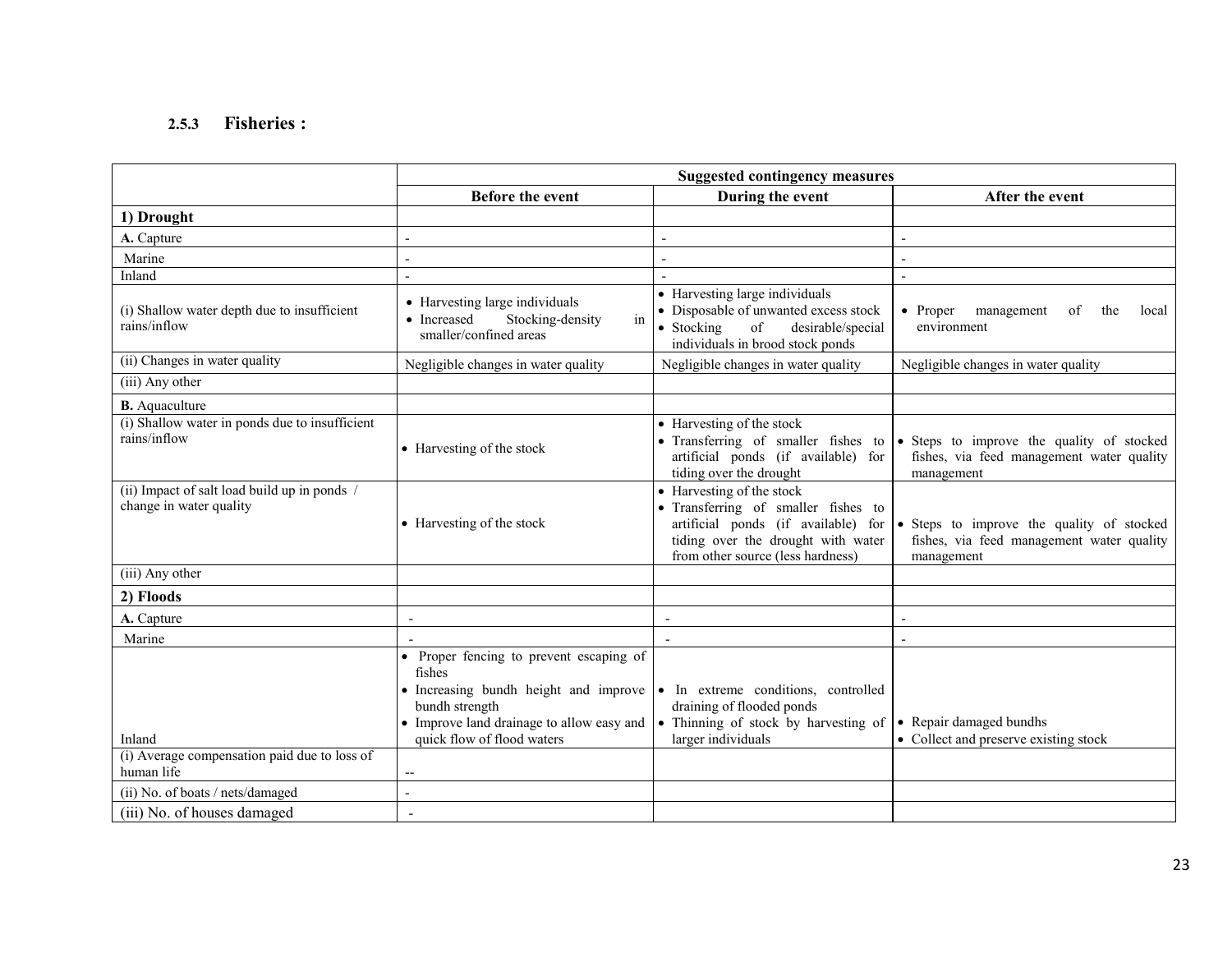### 2.5.3 Fisheries :

| | Suggested contingency measures | | |
|---|---|---|---|
| | **Before the event** | **During the event** | **After the event** |
| **1) Drought** | | | |
| **A.** Capture | - | - | - |
| Marine | - | - | - |
| Inland | - | - | - |
| (i) Shallow water depth due to insufficient rains/inflow | • Harvesting large individuals<br>• Increased Stocking-density in smaller/confined areas | • Harvesting large individuals<br>• Disposable of unwanted excess stock<br>• Stocking of desirable/special individuals in brood stock ponds | • Proper management of the local environment |
| (ii) Changes in water quality | Negligible changes in water quality | Negligible changes in water quality | Negligible changes in water quality |
| (iii) Any other | | | |
| **B.** Aquaculture | | | |
| (i) Shallow water in ponds due to insufficient rains/inflow | • Harvesting of the stock | • Harvesting of the stock<br>• Transferring of smaller fishes to artificial ponds (if available) for tiding over the drought | • Steps to improve the quality of stocked fishes, via feed management water quality management |
| (ii) Impact of salt load build up in ponds / change in water quality | • Harvesting of the stock | • Harvesting of the stock<br>• Transferring of smaller fishes to artificial ponds (if available) for tiding over the drought with water from other source (less hardness) | • Steps to improve the quality of stocked fishes, via feed management water quality management |
| (iii) Any other | | | |
| **2) Floods** | | | |
| **A.** Capture | - | - | - |
| Marine | - | - | - |
| Inland | • Proper fencing to prevent escaping of fishes<br>• Increasing bundh height and improve bundh strength<br>• Improve land drainage to allow easy and quick flow of flood waters | • In extreme conditions, controlled draining of flooded ponds<br>• Thinning of stock by harvesting of larger individuals | • Repair damaged bundhs<br>• Collect and preserve existing stock |
| (i) Average compensation paid due to loss of human life | -- | | |
| (ii) No. of boats / nets/damaged | - | | |
| (iii) No. of houses damaged | - | | |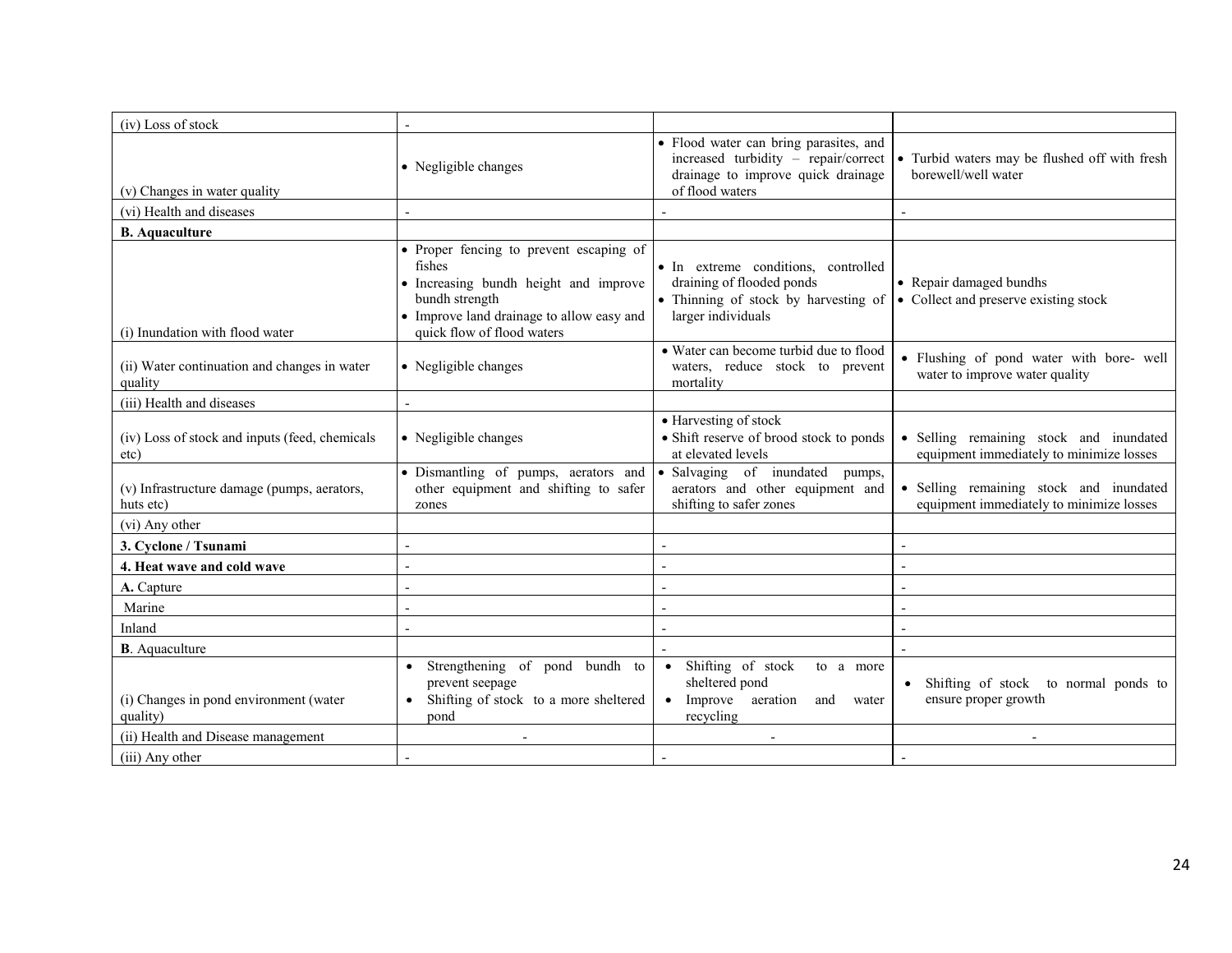| | | | |
|---|---|---|---|
| (iv) Loss of stock | - | | |
| (v) Changes in water quality | • Negligible changes | • Flood water can bring parasites, and increased turbidity – repair/correct drainage to improve quick drainage of flood waters | • Turbid waters may be flushed off with fresh borewell/well water |
| (vi) Health and diseases | - | - | - |
| **B. Aquaculture** | | | |
| (i) Inundation with flood water | • Proper fencing to prevent escaping of fishes<br>• Increasing bundh height and improve bundh strength<br>• Improve land drainage to allow easy and quick flow of flood waters | • In extreme conditions, controlled draining of flooded ponds<br>• Thinning of stock by harvesting of larger individuals | • Repair damaged bundhs<br>• Collect and preserve existing stock |
| (ii) Water continuation and changes in water quality | • Negligible changes | • Water can become turbid due to flood waters, reduce stock to prevent mortality | • Flushing of pond water with bore- well water to improve water quality |
| (iii) Health and diseases | - | | |
| (iv) Loss of stock and inputs (feed, chemicals etc) | • Negligible changes | • Harvesting of stock<br>• Shift reserve of brood stock to ponds at elevated levels | • Selling remaining stock and inundated equipment immediately to minimize losses |
| (v) Infrastructure damage (pumps, aerators, huts etc) | • Dismantling of pumps, aerators and other equipment and shifting to safer zones | • Salvaging of inundated pumps, aerators and other equipment and shifting to safer zones | • Selling remaining stock and inundated equipment immediately to minimize losses |
| (vi) Any other | | | |
| **3. Cyclone / Tsunami** | - | - | - |
| **4. Heat wave and cold wave** | - | - | - |
| **A.** Capture | - | - | - |
| Marine | - | - | - |
| Inland | - | - | - |
| **B**. Aquaculture | | - | - |
| (i) Changes in pond environment (water quality) | • Strengthening of pond bundh to prevent seepage<br>• Shifting of stock to a more sheltered pond | • Shifting of stock to a more sheltered pond<br>• Improve aeration and water recycling | • Shifting of stock to normal ponds to ensure proper growth |
| (ii) Health and Disease management | - | - | - |
| (iii) Any other | - | - | - |